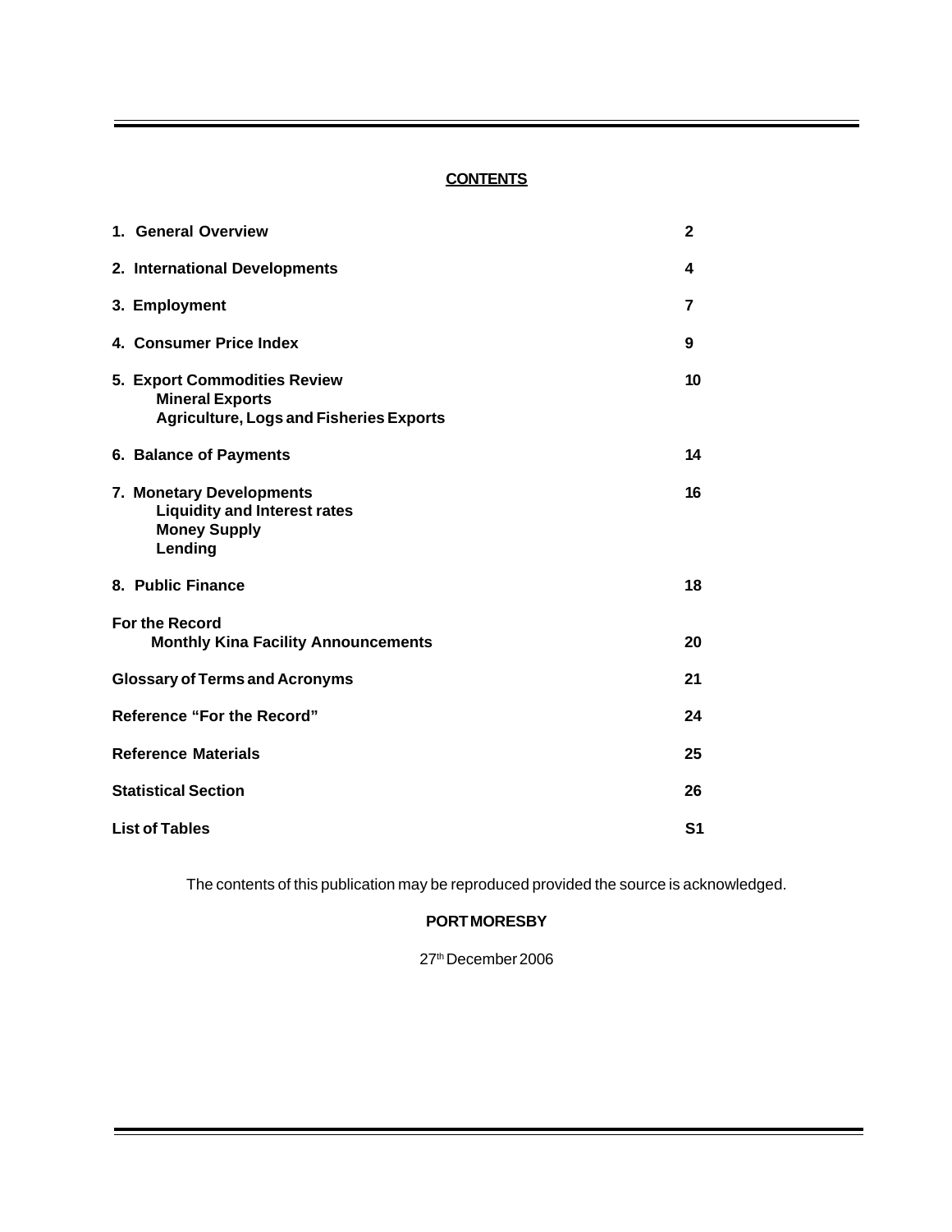## CONTENTS

| | |
|---|---|
| **1. General Overview** | **2** |
| **2. International Developments** | **4** |
| **3. Employment** | **7** |
| **4. Consumer Price Index** | **9** |
| **5. Export Commodities Review**<br>**Mineral Exports**<br>**Agriculture, Logs and Fisheries Exports** | **10** |
| **6. Balance of Payments** | **14** |
| **7. Monetary Developments**<br>**Liquidity and Interest rates**<br>**Money Supply**<br>**Lending** | **16** |
| **8. Public Finance** | **18** |
| **For the Record**<br>**Monthly Kina Facility Announcements** | **20** |
| **Glossary of Terms and Acronyms** | **21** |
| **Reference "For the Record"** | **24** |
| **Reference Materials** | **25** |
| **Statistical Section** | **26** |
| **List of Tables** | **S1** |

The contents of this publication may be reproduced provided the source is acknowledged.

**PORT MORESBY**

27th December 2006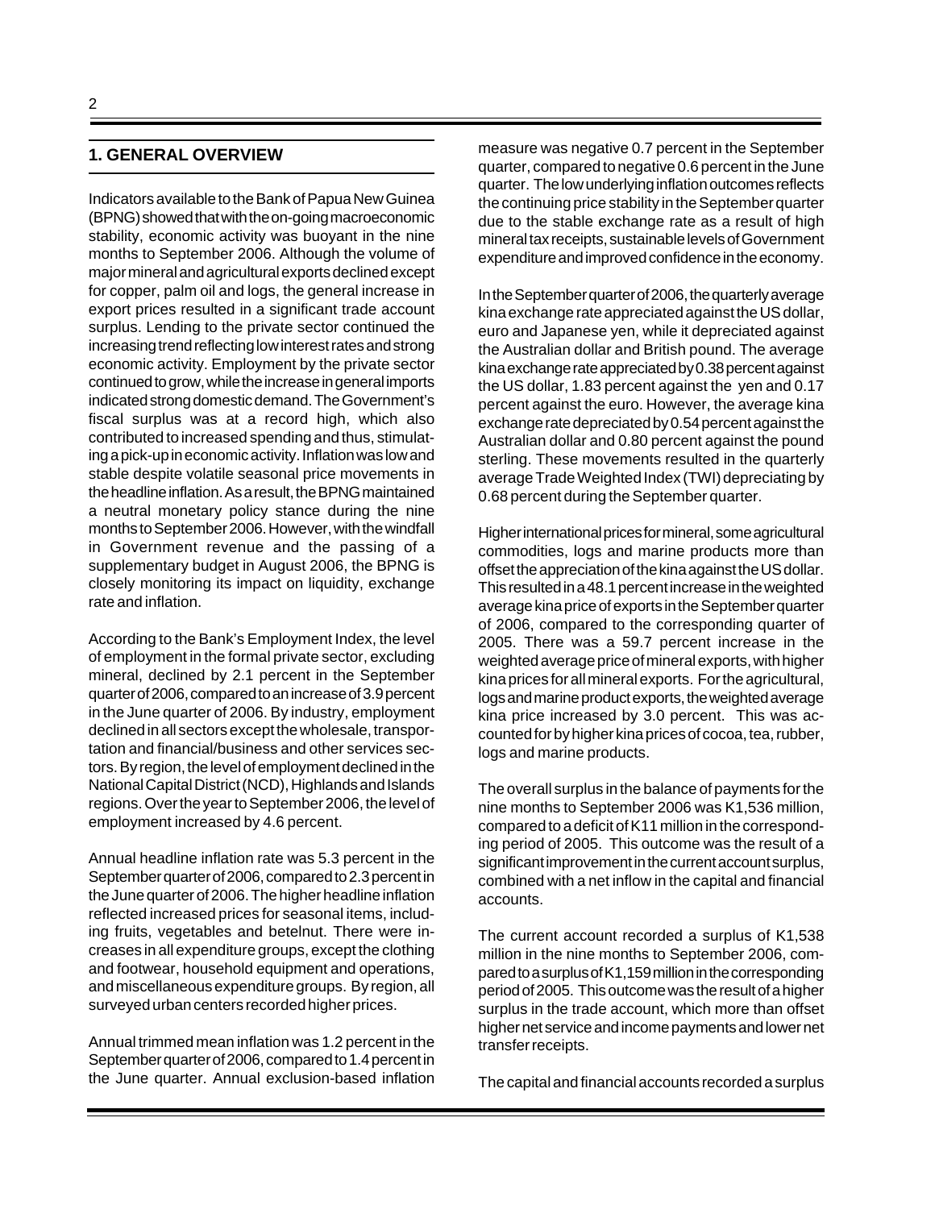## 1. GENERAL OVERVIEW

Indicators available to the Bank of Papua New Guinea (BPNG) showed that with the on-going macroeconomic stability, economic activity was buoyant in the nine months to September 2006. Although the volume of major mineral and agricultural exports declined except for copper, palm oil and logs, the general increase in export prices resulted in a significant trade account surplus. Lending to the private sector continued the increasing trend reflecting low interest rates and strong economic activity. Employment by the private sector continued to grow, while the increase in general imports indicated strong domestic demand. The Government's fiscal surplus was at a record high, which also contributed to increased spending and thus, stimulating a pick-up in economic activity. Inflation was low and stable despite volatile seasonal price movements in the headline inflation. As a result, the BPNG maintained a neutral monetary policy stance during the nine months to September 2006. However, with the windfall in Government revenue and the passing of a supplementary budget in August 2006, the BPNG is closely monitoring its impact on liquidity, exchange rate and inflation.

According to the Bank's Employment Index, the level of employment in the formal private sector, excluding mineral, declined by 2.1 percent in the September quarter of 2006, compared to an increase of 3.9 percent in the June quarter of 2006. By industry, employment declined in all sectors except the wholesale, transportation and financial/business and other services sectors. By region, the level of employment declined in the National Capital District (NCD), Highlands and Islands regions. Over the year to September 2006, the level of employment increased by 4.6 percent.

Annual headline inflation rate was 5.3 percent in the September quarter of 2006, compared to 2.3 percent in the June quarter of 2006. The higher headline inflation reflected increased prices for seasonal items, including fruits, vegetables and betelnut. There were increases in all expenditure groups, except the clothing and footwear, household equipment and operations, and miscellaneous expenditure groups. By region, all surveyed urban centers recorded higher prices.

Annual trimmed mean inflation was 1.2 percent in the September quarter of 2006, compared to 1.4 percent in the June quarter. Annual exclusion-based inflation measure was negative 0.7 percent in the September quarter, compared to negative 0.6 percent in the June quarter. The low underlying inflation outcomes reflects the continuing price stability in the September quarter due to the stable exchange rate as a result of high mineral tax receipts, sustainable levels of Government expenditure and improved confidence in the economy.

In the September quarter of 2006, the quarterly average kina exchange rate appreciated against the US dollar, euro and Japanese yen, while it depreciated against the Australian dollar and British pound. The average kina exchange rate appreciated by 0.38 percent against the US dollar, 1.83 percent against the yen and 0.17 percent against the euro. However, the average kina exchange rate depreciated by 0.54 percent against the Australian dollar and 0.80 percent against the pound sterling. These movements resulted in the quarterly average Trade Weighted Index (TWI) depreciating by 0.68 percent during the September quarter.

Higher international prices for mineral, some agricultural commodities, logs and marine products more than offset the appreciation of the kina against the US dollar. This resulted in a 48.1 percent increase in the weighted average kina price of exports in the September quarter of 2006, compared to the corresponding quarter of 2005. There was a 59.7 percent increase in the weighted average price of mineral exports, with higher kina prices for all mineral exports. For the agricultural, logs and marine product exports, the weighted average kina price increased by 3.0 percent. This was accounted for by higher kina prices of cocoa, tea, rubber, logs and marine products.

The overall surplus in the balance of payments for the nine months to September 2006 was K1,536 million, compared to a deficit of K11 million in the corresponding period of 2005. This outcome was the result of a significant improvement in the current account surplus, combined with a net inflow in the capital and financial accounts.

The current account recorded a surplus of K1,538 million in the nine months to September 2006, compared to a surplus of K1,159 million in the corresponding period of 2005. This outcome was the result of a higher surplus in the trade account, which more than offset higher net service and income payments and lower net transfer receipts.

The capital and financial accounts recorded a surplus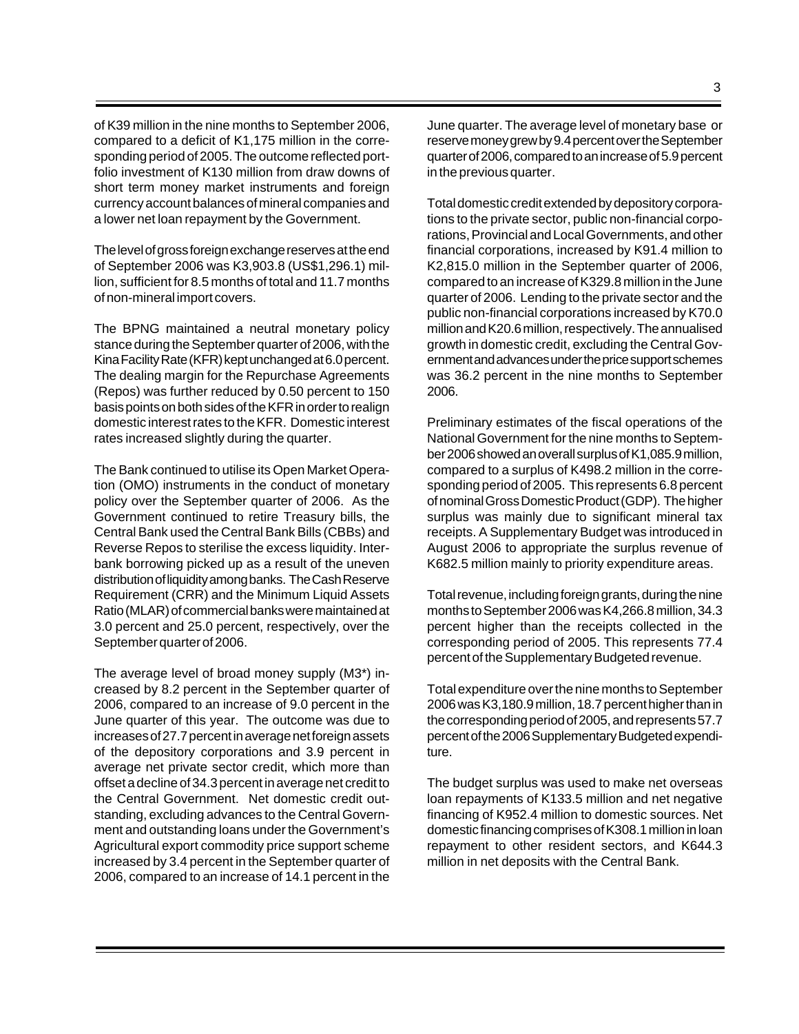of K39 million in the nine months to September 2006, compared to a deficit of K1,175 million in the corresponding period of 2005. The outcome reflected portfolio investment of K130 million from draw downs of short term money market instruments and foreign currency account balances of mineral companies and a lower net loan repayment by the Government.

The level of gross foreign exchange reserves at the end of September 2006 was K3,903.8 (US$1,296.1) million, sufficient for 8.5 months of total and 11.7 months of non-mineral import covers.

The BPNG maintained a neutral monetary policy stance during the September quarter of 2006, with the Kina Facility Rate (KFR) kept unchanged at 6.0 percent. The dealing margin for the Repurchase Agreements (Repos) was further reduced by 0.50 percent to 150 basis points on both sides of the KFR in order to realign domestic interest rates to the KFR. Domestic interest rates increased slightly during the quarter.

The Bank continued to utilise its Open Market Operation (OMO) instruments in the conduct of monetary policy over the September quarter of 2006. As the Government continued to retire Treasury bills, the Central Bank used the Central Bank Bills (CBBs) and Reverse Repos to sterilise the excess liquidity. Interbank borrowing picked up as a result of the uneven distribution of liquidity among banks. The Cash Reserve Requirement (CRR) and the Minimum Liquid Assets Ratio (MLAR) of commercial banks were maintained at 3.0 percent and 25.0 percent, respectively, over the September quarter of 2006.

The average level of broad money supply (M3*) increased by 8.2 percent in the September quarter of 2006, compared to an increase of 9.0 percent in the June quarter of this year. The outcome was due to increases of 27.7 percent in average net foreign assets of the depository corporations and 3.9 percent in average net private sector credit, which more than offset a decline of 34.3 percent in average net credit to the Central Government. Net domestic credit outstanding, excluding advances to the Central Government and outstanding loans under the Government's Agricultural export commodity price support scheme increased by 3.4 percent in the September quarter of 2006, compared to an increase of 14.1 percent in the June quarter. The average level of monetary base or reserve money grew by 9.4 percent over the September quarter of 2006, compared to an increase of 5.9 percent in the previous quarter.

Total domestic credit extended by depository corporations to the private sector, public non-financial corporations, Provincial and Local Governments, and other financial corporations, increased by K91.4 million to K2,815.0 million in the September quarter of 2006, compared to an increase of K329.8 million in the June quarter of 2006. Lending to the private sector and the public non-financial corporations increased by K70.0 million and K20.6 million, respectively. The annualised growth in domestic credit, excluding the Central Government and advances under the price support schemes was 36.2 percent in the nine months to September 2006.

Preliminary estimates of the fiscal operations of the National Government for the nine months to September 2006 showed an overall surplus of K1,085.9 million, compared to a surplus of K498.2 million in the corresponding period of 2005. This represents 6.8 percent of nominal Gross Domestic Product (GDP). The higher surplus was mainly due to significant mineral tax receipts. A Supplementary Budget was introduced in August 2006 to appropriate the surplus revenue of K682.5 million mainly to priority expenditure areas.

Total revenue, including foreign grants, during the nine months to September 2006 was K4,266.8 million, 34.3 percent higher than the receipts collected in the corresponding period of 2005. This represents 77.4 percent of the Supplementary Budgeted revenue.

Total expenditure over the nine months to September 2006 was K3,180.9 million, 18.7 percent higher than in the corresponding period of 2005, and represents 57.7 percent of the 2006 Supplementary Budgeted expenditure.

The budget surplus was used to make net overseas loan repayments of K133.5 million and net negative financing of K952.4 million to domestic sources. Net domestic financing comprises of K308.1 million in loan repayment to other resident sectors, and K644.3 million in net deposits with the Central Bank.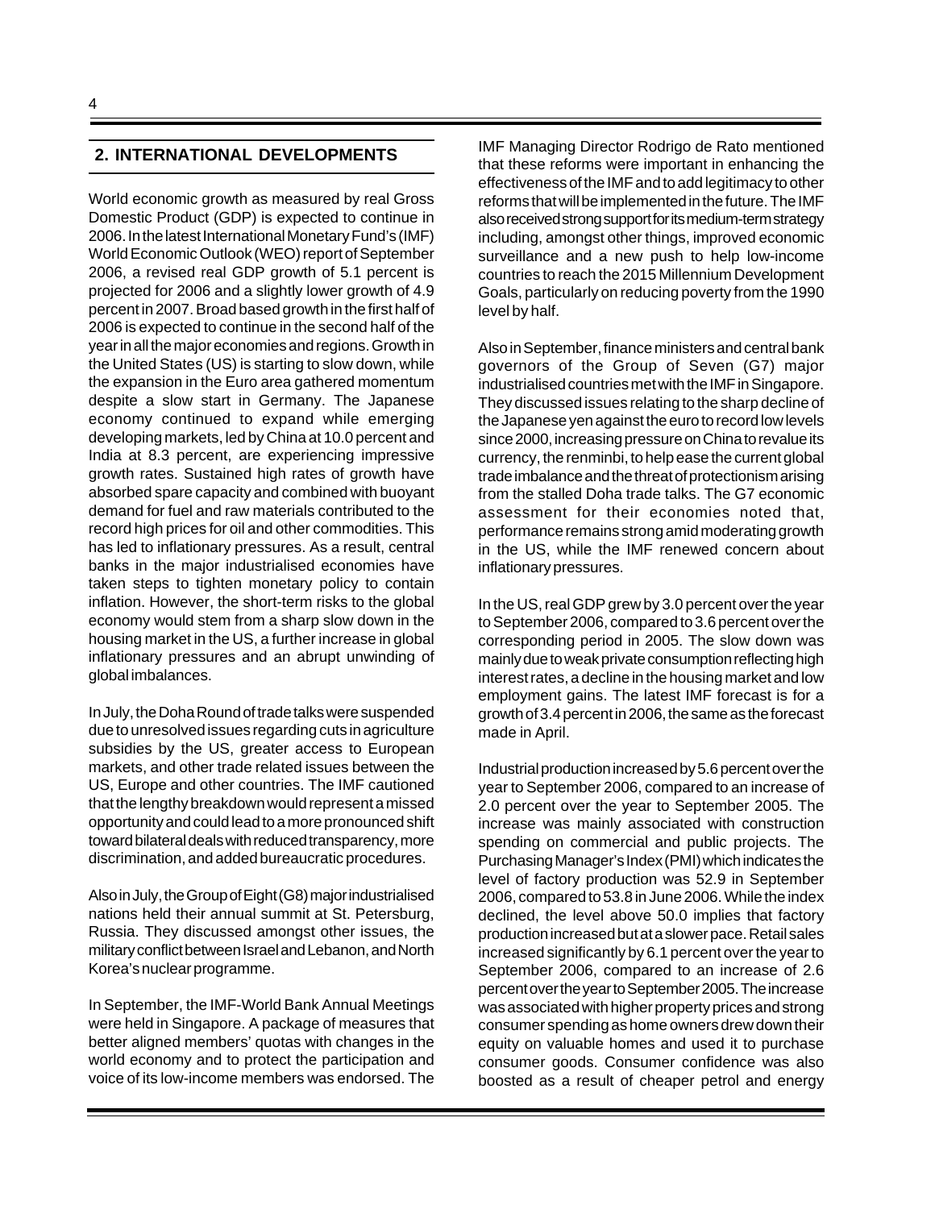## 2. INTERNATIONAL DEVELOPMENTS

World economic growth as measured by real Gross Domestic Product (GDP) is expected to continue in 2006. In the latest International Monetary Fund's (IMF) World Economic Outlook (WEO) report of September 2006, a revised real GDP growth of 5.1 percent is projected for 2006 and a slightly lower growth of 4.9 percent in 2007. Broad based growth in the first half of 2006 is expected to continue in the second half of the year in all the major economies and regions. Growth in the United States (US) is starting to slow down, while the expansion in the Euro area gathered momentum despite a slow start in Germany. The Japanese economy continued to expand while emerging developing markets, led by China at 10.0 percent and India at 8.3 percent, are experiencing impressive growth rates. Sustained high rates of growth have absorbed spare capacity and combined with buoyant demand for fuel and raw materials contributed to the record high prices for oil and other commodities. This has led to inflationary pressures. As a result, central banks in the major industrialised economies have taken steps to tighten monetary policy to contain inflation. However, the short-term risks to the global economy would stem from a sharp slow down in the housing market in the US, a further increase in global inflationary pressures and an abrupt unwinding of global imbalances.

In July, the Doha Round of trade talks were suspended due to unresolved issues regarding cuts in agriculture subsidies by the US, greater access to European markets, and other trade related issues between the US, Europe and other countries. The IMF cautioned that the lengthy breakdown would represent a missed opportunity and could lead to a more pronounced shift toward bilateral deals with reduced transparency, more discrimination, and added bureaucratic procedures.

Also in July, the Group of Eight (G8) major industrialised nations held their annual summit at St. Petersburg, Russia. They discussed amongst other issues, the military conflict between Israel and Lebanon, and North Korea's nuclear programme.

In September, the IMF-World Bank Annual Meetings were held in Singapore. A package of measures that better aligned members' quotas with changes in the world economy and to protect the participation and voice of its low-income members was endorsed. The IMF Managing Director Rodrigo de Rato mentioned that these reforms were important in enhancing the effectiveness of the IMF and to add legitimacy to other reforms that will be implemented in the future. The IMF also received strong support for its medium-term strategy including, amongst other things, improved economic surveillance and a new push to help low-income countries to reach the 2015 Millennium Development Goals, particularly on reducing poverty from the 1990 level by half.

Also in September, finance ministers and central bank governors of the Group of Seven (G7) major industrialised countries met with the IMF in Singapore. They discussed issues relating to the sharp decline of the Japanese yen against the euro to record low levels since 2000, increasing pressure on China to revalue its currency, the renminbi, to help ease the current global trade imbalance and the threat of protectionism arising from the stalled Doha trade talks. The G7 economic assessment for their economies noted that, performance remains strong amid moderating growth in the US, while the IMF renewed concern about inflationary pressures.

In the US, real GDP grew by 3.0 percent over the year to September 2006, compared to 3.6 percent over the corresponding period in 2005. The slow down was mainly due to weak private consumption reflecting high interest rates, a decline in the housing market and low employment gains. The latest IMF forecast is for a growth of 3.4 percent in 2006, the same as the forecast made in April.

Industrial production increased by 5.6 percent over the year to September 2006, compared to an increase of 2.0 percent over the year to September 2005. The increase was mainly associated with construction spending on commercial and public projects. The Purchasing Manager's Index (PMI) which indicates the level of factory production was 52.9 in September 2006, compared to 53.8 in June 2006. While the index declined, the level above 50.0 implies that factory production increased but at a slower pace. Retail sales increased significantly by 6.1 percent over the year to September 2006, compared to an increase of 2.6 percent over the year to September 2005. The increase was associated with higher property prices and strong consumer spending as home owners drew down their equity on valuable homes and used it to purchase consumer goods. Consumer confidence was also boosted as a result of cheaper petrol and energy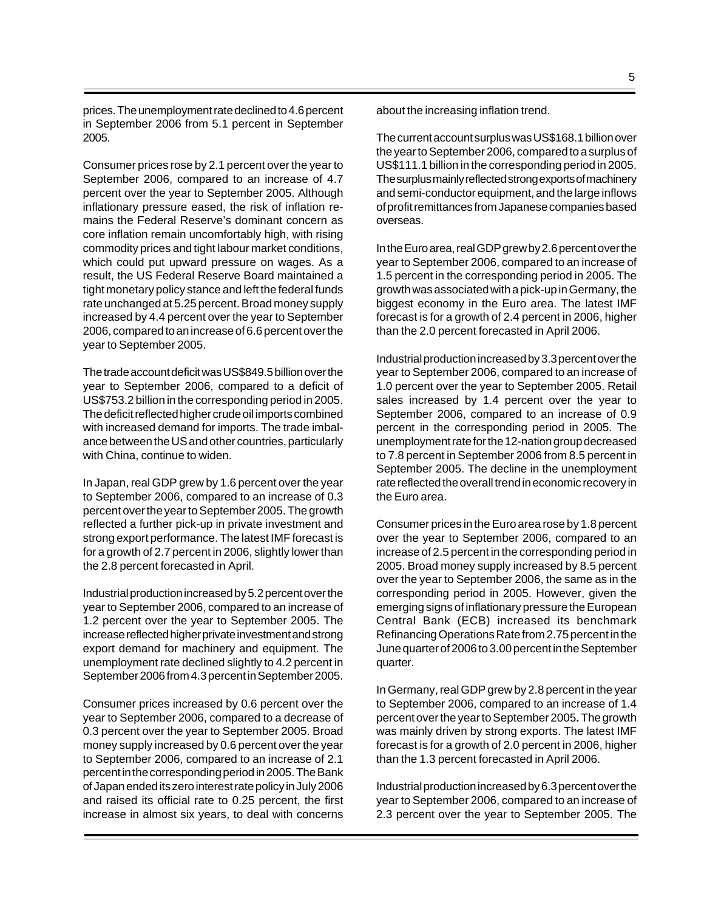prices. The unemployment rate declined to 4.6 percent in September 2006 from 5.1 percent in September 2005.

Consumer prices rose by 2.1 percent over the year to September 2006, compared to an increase of 4.7 percent over the year to September 2005. Although inflationary pressure eased, the risk of inflation remains the Federal Reserve's dominant concern as core inflation remain uncomfortably high, with rising commodity prices and tight labour market conditions, which could put upward pressure on wages. As a result, the US Federal Reserve Board maintained a tight monetary policy stance and left the federal funds rate unchanged at 5.25 percent. Broad money supply increased by 4.4 percent over the year to September 2006, compared to an increase of 6.6 percent over the year to September 2005.

The trade account deficit was US$849.5 billion over the year to September 2006, compared to a deficit of US$753.2 billion in the corresponding period in 2005. The deficit reflected higher crude oil imports combined with increased demand for imports. The trade imbalance between the US and other countries, particularly with China, continue to widen.

In Japan, real GDP grew by 1.6 percent over the year to September 2006, compared to an increase of 0.3 percent over the year to September 2005. The growth reflected a further pick-up in private investment and strong export performance. The latest IMF forecast is for a growth of 2.7 percent in 2006, slightly lower than the 2.8 percent forecasted in April.

Industrial production increased by 5.2 percent over the year to September 2006, compared to an increase of 1.2 percent over the year to September 2005. The increase reflected higher private investment and strong export demand for machinery and equipment. The unemployment rate declined slightly to 4.2 percent in September 2006 from 4.3 percent in September 2005.

Consumer prices increased by 0.6 percent over the year to September 2006, compared to a decrease of 0.3 percent over the year to September 2005. Broad money supply increased by 0.6 percent over the year to September 2006, compared to an increase of 2.1 percent in the corresponding period in 2005. The Bank of Japan ended its zero interest rate policy in July 2006 and raised its official rate to 0.25 percent, the first increase in almost six years, to deal with concerns about the increasing inflation trend.

The current account surplus was US$168.1 billion over the year to September 2006, compared to a surplus of US$111.1 billion in the corresponding period in 2005. The surplus mainly reflected strong exports of machinery and semi-conductor equipment, and the large inflows of profit remittances from Japanese companies based overseas.

In the Euro area, real GDP grew by 2.6 percent over the year to September 2006, compared to an increase of 1.5 percent in the corresponding period in 2005. The growth was associated with a pick-up in Germany, the biggest economy in the Euro area. The latest IMF forecast is for a growth of 2.4 percent in 2006, higher than the 2.0 percent forecasted in April 2006.

Industrial production increased by 3.3 percent over the year to September 2006, compared to an increase of 1.0 percent over the year to September 2005. Retail sales increased by 1.4 percent over the year to September 2006, compared to an increase of 0.9 percent in the corresponding period in 2005. The unemployment rate for the 12-nation group decreased to 7.8 percent in September 2006 from 8.5 percent in September 2005. The decline in the unemployment rate reflected the overall trend in economic recovery in the Euro area.

Consumer prices in the Euro area rose by 1.8 percent over the year to September 2006, compared to an increase of 2.5 percent in the corresponding period in 2005. Broad money supply increased by 8.5 percent over the year to September 2006, the same as in the corresponding period in 2005. However, given the emerging signs of inflationary pressure the European Central Bank (ECB) increased its benchmark Refinancing Operations Rate from 2.75 percent in the June quarter of 2006 to 3.00 percent in the September quarter.

In Germany, real GDP grew by 2.8 percent in the year to September 2006, compared to an increase of 1.4 percent over the year to September 2005**.** The growth was mainly driven by strong exports. The latest IMF forecast is for a growth of 2.0 percent in 2006, higher than the 1.3 percent forecasted in April 2006.

Industrial production increased by 6.3 percent over the year to September 2006, compared to an increase of 2.3 percent over the year to September 2005. The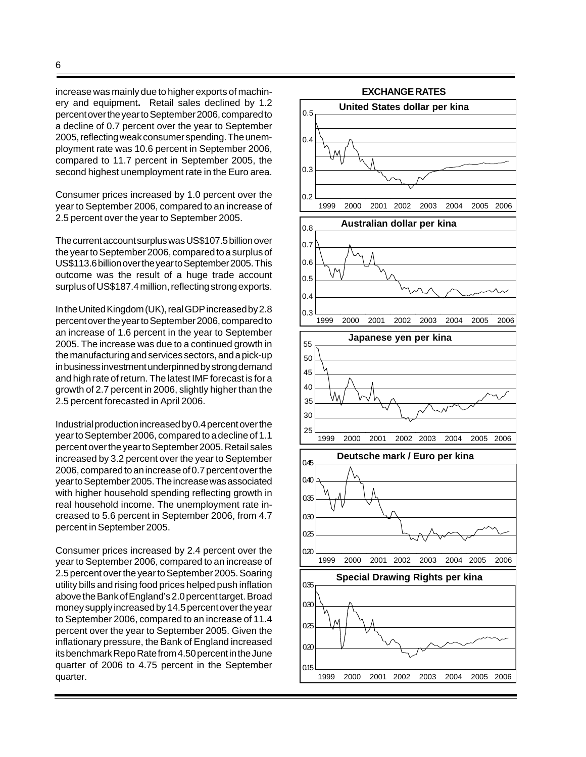increase was mainly due to higher exports of machinery and equipment. Retail sales declined by 1.2 percent over the year to September 2006, compared to a decline of 0.7 percent over the year to September 2005, reflecting weak consumer spending. The unemployment rate was 10.6 percent in September 2006, compared to 11.7 percent in September 2005, the second highest unemployment rate in the Euro area.

Consumer prices increased by 1.0 percent over the year to September 2006, compared to an increase of 2.5 percent over the year to September 2005.

The current account surplus was US$107.5 billion over the year to September 2006, compared to a surplus of US$113.6 billion over the year to September 2005. This outcome was the result of a huge trade account surplus of US$187.4 million, reflecting strong exports.

In the United Kingdom (UK), real GDP increased by 2.8 percent over the year to September 2006, compared to an increase of 1.6 percent in the year to September 2005. The increase was due to a continued growth in the manufacturing and services sectors, and a pick-up in business investment underpinned by strong demand and high rate of return. The latest IMF forecast is for a growth of 2.7 percent in 2006, slightly higher than the 2.5 percent forecasted in April 2006.

Industrial production increased by 0.4 percent over the year to September 2006, compared to a decline of 1.1 percent over the year to September 2005. Retail sales increased by 3.2 percent over the year to September 2006, compared to an increase of 0.7 percent over the year to September 2005. The increase was associated with higher household spending reflecting growth in real household income. The unemployment rate increased to 5.6 percent in September 2006, from 4.7 percent in September 2005.

Consumer prices increased by 2.4 percent over the year to September 2006, compared to an increase of 2.5 percent over the year to September 2005. Soaring utility bills and rising food prices helped push inflation above the Bank of England's 2.0 percent target. Broad money supply increased by 14.5 percent over the year to September 2006, compared to an increase of 11.4 percent over the year to September 2005. Given the inflationary pressure, the Bank of England increased its benchmark Repo Rate from 4.50 percent in the June quarter of 2006 to 4.75 percent in the September quarter.

**EXCHANGE RATES**

**United States dollar per kina**

**Australian dollar per kina**

**Japanese yen per kina**

**Deutsche mark / Euro per kina**

**Special Drawing Rights per kina**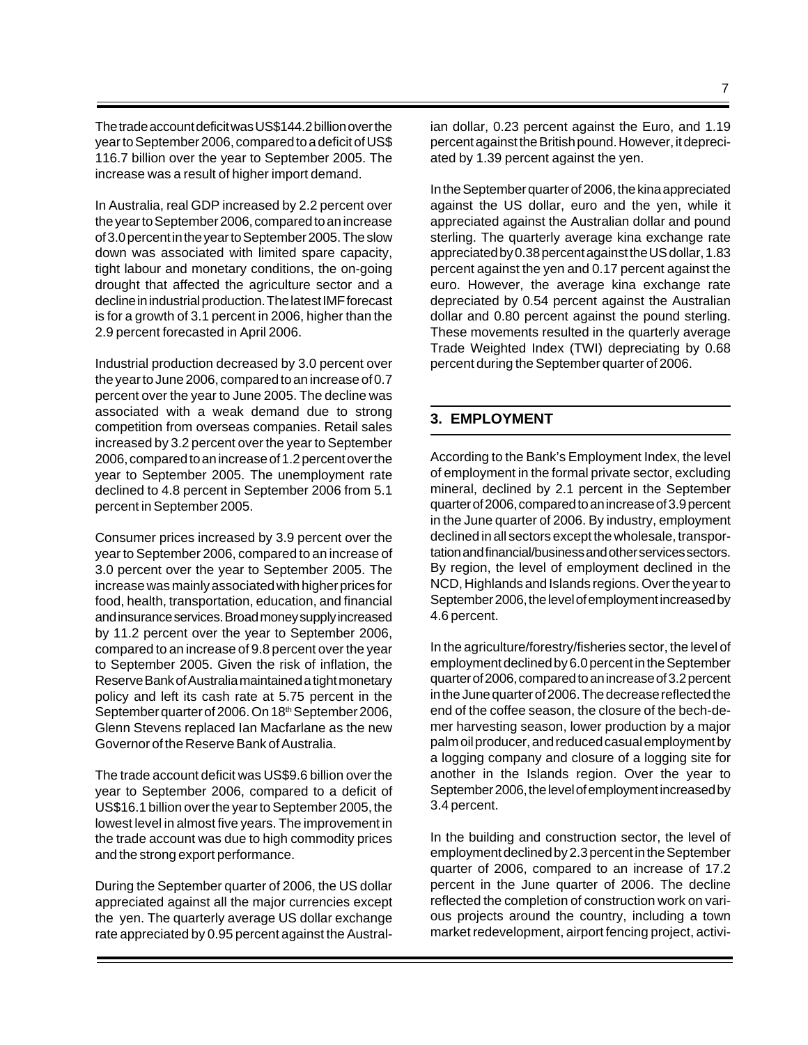The trade account deficit was US$144.2 billion over the year to September 2006, compared to a deficit of US$ 116.7 billion over the year to September 2005. The increase was a result of higher import demand.

In Australia, real GDP increased by 2.2 percent over the year to September 2006, compared to an increase of 3.0 percent in the year to September 2005. The slow down was associated with limited spare capacity, tight labour and monetary conditions, the on-going drought that affected the agriculture sector and a decline in industrial production. The latest IMF forecast is for a growth of 3.1 percent in 2006, higher than the 2.9 percent forecasted in April 2006.

Industrial production decreased by 3.0 percent over the year to June 2006, compared to an increase of 0.7 percent over the year to June 2005. The decline was associated with a weak demand due to strong competition from overseas companies. Retail sales increased by 3.2 percent over the year to September 2006, compared to an increase of 1.2 percent over the year to September 2005. The unemployment rate declined to 4.8 percent in September 2006 from 5.1 percent in September 2005.

Consumer prices increased by 3.9 percent over the year to September 2006, compared to an increase of 3.0 percent over the year to September 2005. The increase was mainly associated with higher prices for food, health, transportation, education, and financial and insurance services. Broad money supply increased by 11.2 percent over the year to September 2006, compared to an increase of 9.8 percent over the year to September 2005. Given the risk of inflation, the Reserve Bank of Australia maintained a tight monetary policy and left its cash rate at 5.75 percent in the September quarter of 2006. On 18th September 2006, Glenn Stevens replaced Ian Macfarlane as the new Governor of the Reserve Bank of Australia.

The trade account deficit was US$9.6 billion over the year to September 2006, compared to a deficit of US$16.1 billion over the year to September 2005, the lowest level in almost five years. The improvement in the trade account was due to high commodity prices and the strong export performance.

During the September quarter of 2006, the US dollar appreciated against all the major currencies except the yen. The quarterly average US dollar exchange rate appreciated by 0.95 percent against the Australian dollar, 0.23 percent against the Euro, and 1.19 percent against the British pound. However, it depreciated by 1.39 percent against the yen.

In the September quarter of 2006, the kina appreciated against the US dollar, euro and the yen, while it appreciated against the Australian dollar and pound sterling. The quarterly average kina exchange rate appreciated by 0.38 percent against the US dollar, 1.83 percent against the yen and 0.17 percent against the euro. However, the average kina exchange rate depreciated by 0.54 percent against the Australian dollar and 0.80 percent against the pound sterling. These movements resulted in the quarterly average Trade Weighted Index (TWI) depreciating by 0.68 percent during the September quarter of 2006.

## 3. EMPLOYMENT

According to the Bank's Employment Index, the level of employment in the formal private sector, excluding mineral, declined by 2.1 percent in the September quarter of 2006, compared to an increase of 3.9 percent in the June quarter of 2006. By industry, employment declined in all sectors except the wholesale, transportation and financial/business and other services sectors. By region, the level of employment declined in the NCD, Highlands and Islands regions. Over the year to September 2006, the level of employment increased by 4.6 percent.

In the agriculture/forestry/fisheries sector, the level of employment declined by 6.0 percent in the September quarter of 2006, compared to an increase of 3.2 percent in the June quarter of 2006. The decrease reflected the end of the coffee season, the closure of the bech-demer harvesting season, lower production by a major palm oil producer, and reduced casual employment by a logging company and closure of a logging site for another in the Islands region. Over the year to September 2006, the level of employment increased by 3.4 percent.

In the building and construction sector, the level of employment declined by 2.3 percent in the September quarter of 2006, compared to an increase of 17.2 percent in the June quarter of 2006. The decline reflected the completion of construction work on various projects around the country, including a town market redevelopment, airport fencing project, activi-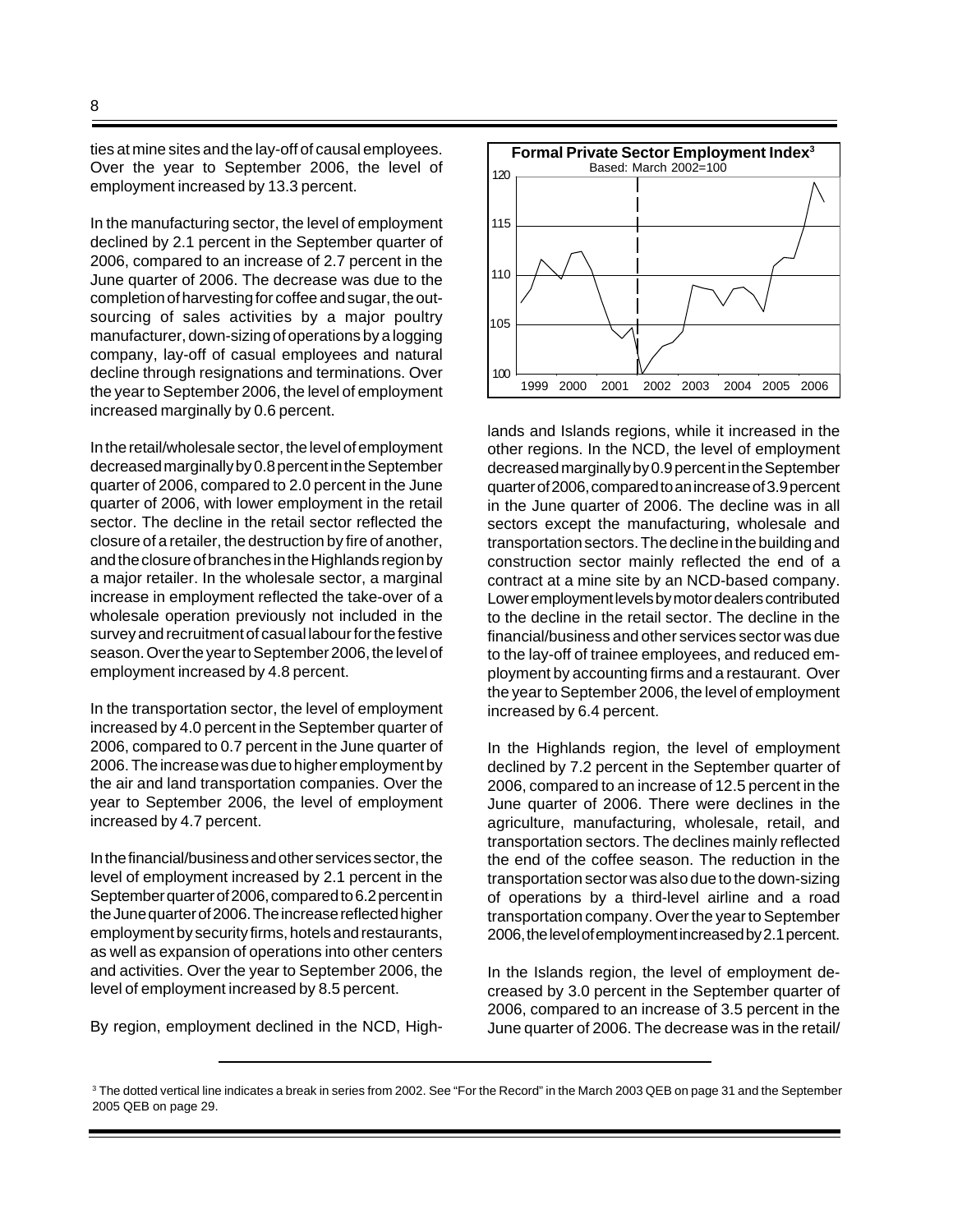ties at mine sites and the lay-off of causal employees. Over the year to September 2006, the level of employment increased by 13.3 percent.

In the manufacturing sector, the level of employment declined by 2.1 percent in the September quarter of 2006, compared to an increase of 2.7 percent in the June quarter of 2006. The decrease was due to the completion of harvesting for coffee and sugar, the outsourcing of sales activities by a major poultry manufacturer, down-sizing of operations by a logging company, lay-off of casual employees and natural decline through resignations and terminations. Over the year to September 2006, the level of employment increased marginally by 0.6 percent.

In the retail/wholesale sector, the level of employment decreased marginally by 0.8 percent in the September quarter of 2006, compared to 2.0 percent in the June quarter of 2006, with lower employment in the retail sector. The decline in the retail sector reflected the closure of a retailer, the destruction by fire of another, and the closure of branches in the Highlands region by a major retailer. In the wholesale sector, a marginal increase in employment reflected the take-over of a wholesale operation previously not included in the survey and recruitment of casual labour for the festive season. Over the year to September 2006, the level of employment increased by 4.8 percent.

In the transportation sector, the level of employment increased by 4.0 percent in the September quarter of 2006, compared to 0.7 percent in the June quarter of 2006. The increase was due to higher employment by the air and land transportation companies. Over the year to September 2006, the level of employment increased by 4.7 percent.

In the financial/business and other services sector, the level of employment increased by 2.1 percent in the September quarter of 2006, compared to 6.2 percent in the June quarter of 2006. The increase reflected higher employment by security firms, hotels and restaurants, as well as expansion of operations into other centers and activities. Over the year to September 2006, the level of employment increased by 8.5 percent.

By region, employment declined in the NCD, Highlands and Islands regions, while it increased in the other regions. In the NCD, the level of employment decreased marginally by 0.9 percent in the September quarter of 2006, compared to an increase of 3.9 percent in the June quarter of 2006. The decline was in all sectors except the manufacturing, wholesale and transportation sectors. The decline in the building and construction sector mainly reflected the end of a contract at a mine site by an NCD-based company. Lower employment levels by motor dealers contributed to the decline in the retail sector. The decline in the financial/business and other services sector was due to the lay-off of trainee employees, and reduced employment by accounting firms and a restaurant. Over the year to September 2006, the level of employment increased by 6.4 percent.

**Formal Private Sector Employment Index[3]**
Based: March 2002=100

In the Highlands region, the level of employment declined by 7.2 percent in the September quarter of 2006, compared to an increase of 12.5 percent in the June quarter of 2006. There were declines in the agriculture, manufacturing, wholesale, retail, and transportation sectors. The declines mainly reflected the end of the coffee season. The reduction in the transportation sector was also due to the down-sizing of operations by a third-level airline and a road transportation company. Over the year to September 2006, the level of employment increased by 2.1 percent.

In the Islands region, the level of employment decreased by 3.0 percent in the September quarter of 2006, compared to an increase of 3.5 percent in the June quarter of 2006. The decrease was in the retail/

---

[3] The dotted vertical line indicates a break in series from 2002. See "For the Record" in the March 2003 QEB on page 31 and the September 2005 QEB on page 29.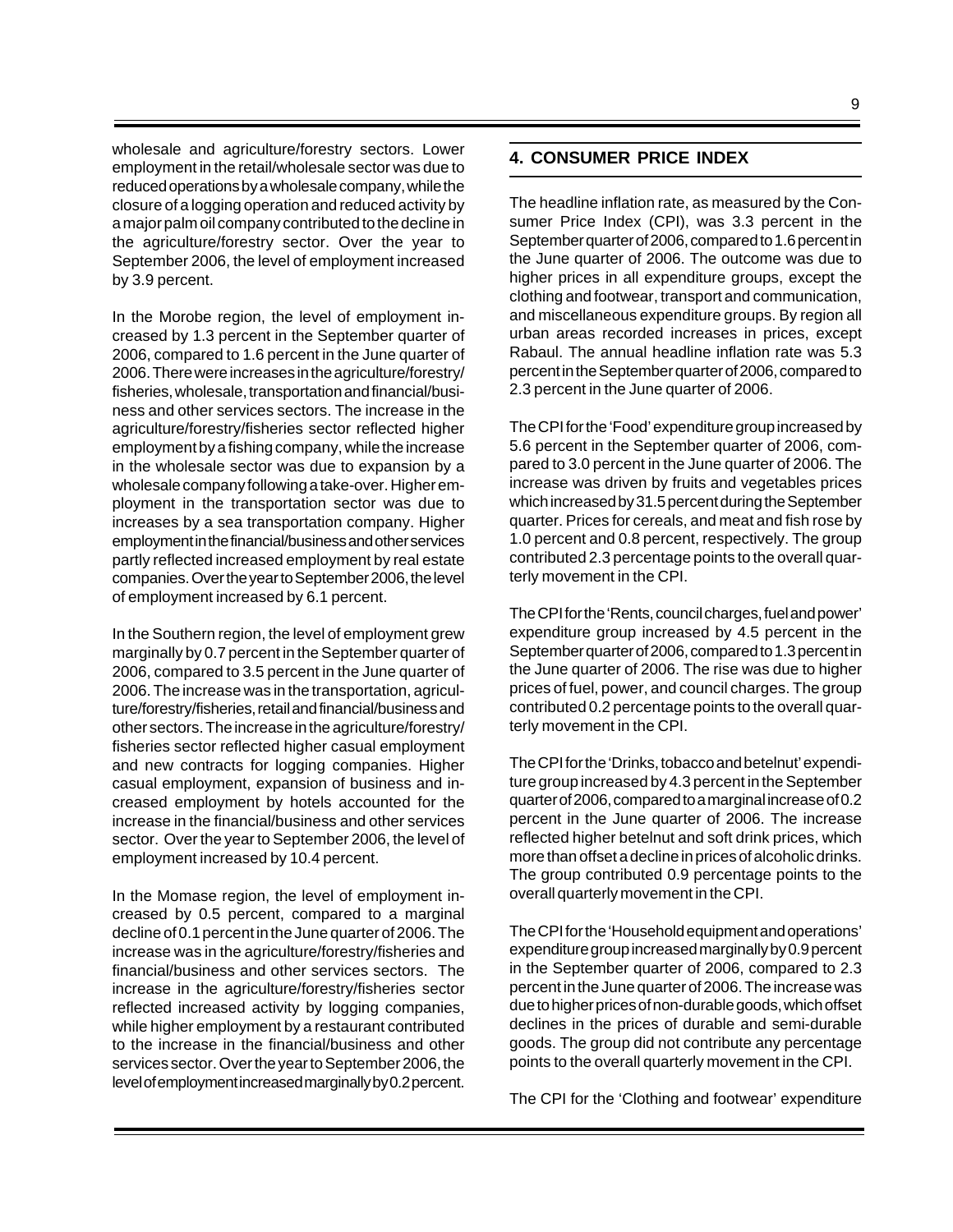wholesale and agriculture/forestry sectors. Lower employment in the retail/wholesale sector was due to reduced operations by a wholesale company, while the closure of a logging operation and reduced activity by a major palm oil company contributed to the decline in the agriculture/forestry sector. Over the year to September 2006, the level of employment increased by 3.9 percent.

In the Morobe region, the level of employment increased by 1.3 percent in the September quarter of 2006, compared to 1.6 percent in the June quarter of 2006. There were increases in the agriculture/forestry/fisheries, wholesale, transportation and financial/business and other services sectors. The increase in the agriculture/forestry/fisheries sector reflected higher employment by a fishing company, while the increase in the wholesale sector was due to expansion by a wholesale company following a take-over. Higher employment in the transportation sector was due to increases by a sea transportation company. Higher employment in the financial/business and other services partly reflected increased employment by real estate companies. Over the year to September 2006, the level of employment increased by 6.1 percent.

In the Southern region, the level of employment grew marginally by 0.7 percent in the September quarter of 2006, compared to 3.5 percent in the June quarter of 2006. The increase was in the transportation, agriculture/forestry/fisheries, retail and financial/business and other sectors. The increase in the agriculture/forestry/fisheries sector reflected higher casual employment and new contracts for logging companies. Higher casual employment, expansion of business and increased employment by hotels accounted for the increase in the financial/business and other services sector. Over the year to September 2006, the level of employment increased by 10.4 percent.

In the Momase region, the level of employment increased by 0.5 percent, compared to a marginal decline of 0.1 percent in the June quarter of 2006. The increase was in the agriculture/forestry/fisheries and financial/business and other services sectors. The increase in the agriculture/forestry/fisheries sector reflected increased activity by logging companies, while higher employment by a restaurant contributed to the increase in the financial/business and other services sector. Over the year to September 2006, the level of employment increased marginally by 0.2 percent.

## 4. CONSUMER PRICE INDEX

The headline inflation rate, as measured by the Consumer Price Index (CPI), was 3.3 percent in the September quarter of 2006, compared to 1.6 percent in the June quarter of 2006. The outcome was due to higher prices in all expenditure groups, except the clothing and footwear, transport and communication, and miscellaneous expenditure groups. By region all urban areas recorded increases in prices, except Rabaul. The annual headline inflation rate was 5.3 percent in the September quarter of 2006, compared to 2.3 percent in the June quarter of 2006.

The CPI for the 'Food' expenditure group increased by 5.6 percent in the September quarter of 2006, compared to 3.0 percent in the June quarter of 2006. The increase was driven by fruits and vegetables prices which increased by 31.5 percent during the September quarter. Prices for cereals, and meat and fish rose by 1.0 percent and 0.8 percent, respectively. The group contributed 2.3 percentage points to the overall quarterly movement in the CPI.

The CPI for the 'Rents, council charges, fuel and power' expenditure group increased by 4.5 percent in the September quarter of 2006, compared to 1.3 percent in the June quarter of 2006. The rise was due to higher prices of fuel, power, and council charges. The group contributed 0.2 percentage points to the overall quarterly movement in the CPI.

The CPI for the 'Drinks, tobacco and betelnut' expenditure group increased by 4.3 percent in the September quarter of 2006, compared to a marginal increase of 0.2 percent in the June quarter of 2006. The increase reflected higher betelnut and soft drink prices, which more than offset a decline in prices of alcoholic drinks. The group contributed 0.9 percentage points to the overall quarterly movement in the CPI.

The CPI for the 'Household equipment and operations' expenditure group increased marginally by 0.9 percent in the September quarter of 2006, compared to 2.3 percent in the June quarter of 2006. The increase was due to higher prices of non-durable goods, which offset declines in the prices of durable and semi-durable goods. The group did not contribute any percentage points to the overall quarterly movement in the CPI.

The CPI for the 'Clothing and footwear' expenditure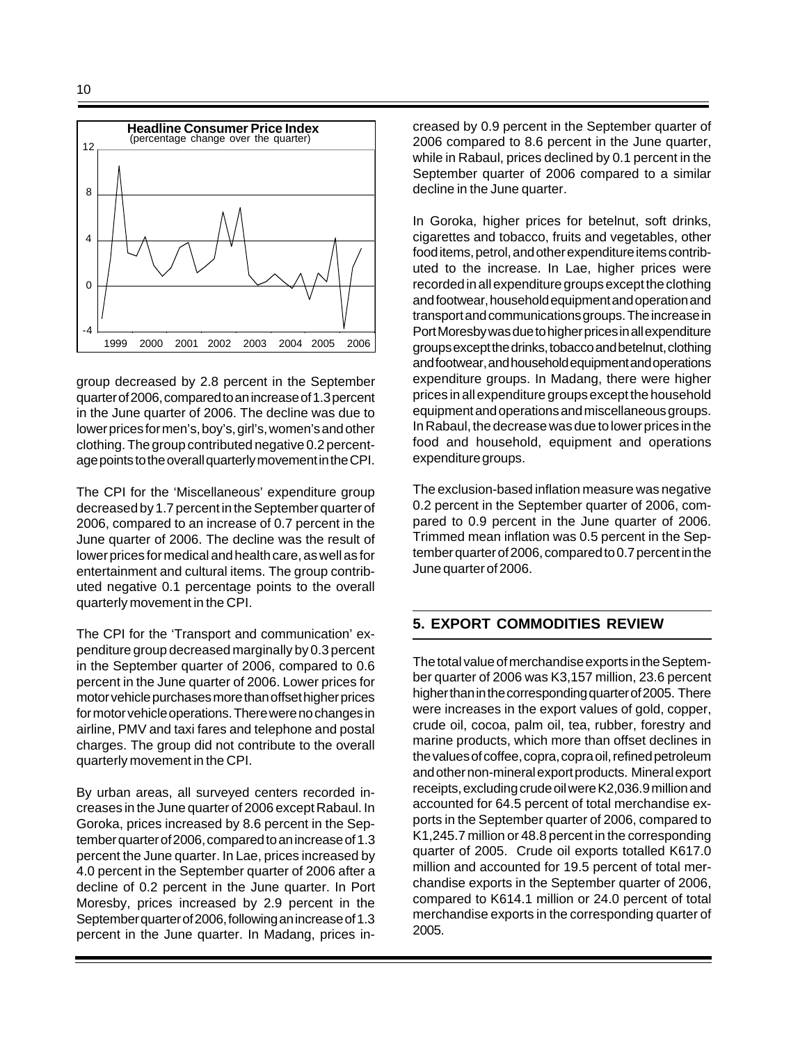**Headline Consumer Price Index**
(percentage change over the quarter)

group decreased by 2.8 percent in the September quarter of 2006, compared to an increase of 1.3 percent in the June quarter of 2006. The decline was due to lower prices for men's, boy's, girl's, women's and other clothing. The group contributed negative 0.2 percentage points to the overall quarterly movement in the CPI.

The CPI for the 'Miscellaneous' expenditure group decreased by 1.7 percent in the September quarter of 2006, compared to an increase of 0.7 percent in the June quarter of 2006. The decline was the result of lower prices for medical and health care, as well as for entertainment and cultural items. The group contributed negative 0.1 percentage points to the overall quarterly movement in the CPI.

The CPI for the 'Transport and communication' expenditure group decreased marginally by 0.3 percent in the September quarter of 2006, compared to 0.6 percent in the June quarter of 2006. Lower prices for motor vehicle purchases more than offset higher prices for motor vehicle operations. There were no changes in airline, PMV and taxi fares and telephone and postal charges. The group did not contribute to the overall quarterly movement in the CPI.

By urban areas, all surveyed centers recorded increases in the June quarter of 2006 except Rabaul. In Goroka, prices increased by 8.6 percent in the September quarter of 2006, compared to an increase of 1.3 percent the June quarter. In Lae, prices increased by 4.0 percent in the September quarter of 2006 after a decline of 0.2 percent in the June quarter. In Port Moresby, prices increased by 2.9 percent in the September quarter of 2006, following an increase of 1.3 percent in the June quarter. In Madang, prices increased by 0.9 percent in the September quarter of 2006 compared to 8.6 percent in the June quarter, while in Rabaul, prices declined by 0.1 percent in the September quarter of 2006 compared to a similar decline in the June quarter.

In Goroka, higher prices for betelnut, soft drinks, cigarettes and tobacco, fruits and vegetables, other food items, petrol, and other expenditure items contributed to the increase. In Lae, higher prices were recorded in all expenditure groups except the clothing and footwear, household equipment and operation and transport and communications groups. The increase in Port Moresby was due to higher prices in all expenditure groups except the drinks, tobacco and betelnut, clothing and footwear, and household equipment and operations expenditure groups. In Madang, there were higher prices in all expenditure groups except the household equipment and operations and miscellaneous groups. In Rabaul, the decrease was due to lower prices in the food and household, equipment and operations expenditure groups.

The exclusion-based inflation measure was negative 0.2 percent in the September quarter of 2006, compared to 0.9 percent in the June quarter of 2006. Trimmed mean inflation was 0.5 percent in the September quarter of 2006, compared to 0.7 percent in the June quarter of 2006.

## 5. EXPORT COMMODITIES REVIEW

The total value of merchandise exports in the September quarter of 2006 was K3,157 million, 23.6 percent higher than in the corresponding quarter of 2005. There were increases in the export values of gold, copper, crude oil, cocoa, palm oil, tea, rubber, forestry and marine products, which more than offset declines in the values of coffee, copra, copra oil, refined petroleum and other non-mineral export products. Mineral export receipts, excluding crude oil were K2,036.9 million and accounted for 64.5 percent of total merchandise exports in the September quarter of 2006, compared to K1,245.7 million or 48.8 percent in the corresponding quarter of 2005. Crude oil exports totalled K617.0 million and accounted for 19.5 percent of total merchandise exports in the September quarter of 2006, compared to K614.1 million or 24.0 percent of total merchandise exports in the corresponding quarter of 2005.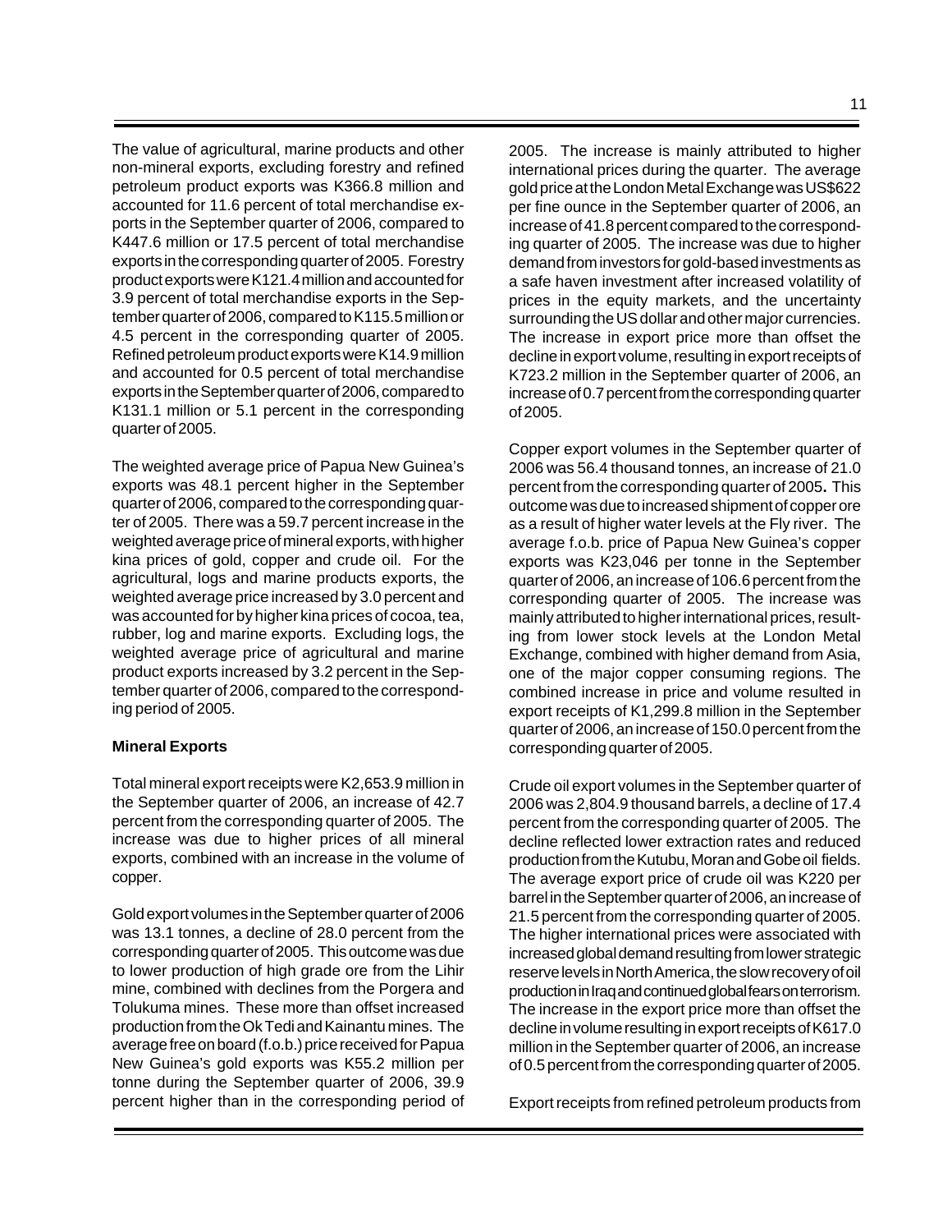The value of agricultural, marine products and other non-mineral exports, excluding forestry and refined petroleum product exports was K366.8 million and accounted for 11.6 percent of total merchandise exports in the September quarter of 2006, compared to K447.6 million or 17.5 percent of total merchandise exports in the corresponding quarter of 2005. Forestry product exports were K121.4 million and accounted for 3.9 percent of total merchandise exports in the September quarter of 2006, compared to K115.5 million or 4.5 percent in the corresponding quarter of 2005. Refined petroleum product exports were K14.9 million and accounted for 0.5 percent of total merchandise exports in the September quarter of 2006, compared to K131.1 million or 5.1 percent in the corresponding quarter of 2005.

The weighted average price of Papua New Guinea's exports was 48.1 percent higher in the September quarter of 2006, compared to the corresponding quarter of 2005. There was a 59.7 percent increase in the weighted average price of mineral exports, with higher kina prices of gold, copper and crude oil. For the agricultural, logs and marine products exports, the weighted average price increased by 3.0 percent and was accounted for by higher kina prices of cocoa, tea, rubber, log and marine exports. Excluding logs, the weighted average price of agricultural and marine product exports increased by 3.2 percent in the September quarter of 2006, compared to the corresponding period of 2005.

**Mineral Exports**

Total mineral export receipts were K2,653.9 million in the September quarter of 2006, an increase of 42.7 percent from the corresponding quarter of 2005. The increase was due to higher prices of all mineral exports, combined with an increase in the volume of copper.

Gold export volumes in the September quarter of 2006 was 13.1 tonnes, a decline of 28.0 percent from the corresponding quarter of 2005. This outcome was due to lower production of high grade ore from the Lihir mine, combined with declines from the Porgera and Tolukuma mines. These more than offset increased production from the Ok Tedi and Kainantu mines. The average free on board (f.o.b.) price received for Papua New Guinea's gold exports was K55.2 million per tonne during the September quarter of 2006, 39.9 percent higher than in the corresponding period of 2005. The increase is mainly attributed to higher international prices during the quarter. The average gold price at the London Metal Exchange was US$622 per fine ounce in the September quarter of 2006, an increase of 41.8 percent compared to the corresponding quarter of 2005. The increase was due to higher demand from investors for gold-based investments as a safe haven investment after increased volatility of prices in the equity markets, and the uncertainty surrounding the US dollar and other major currencies. The increase in export price more than offset the decline in export volume, resulting in export receipts of K723.2 million in the September quarter of 2006, an increase of 0.7 percent from the corresponding quarter of 2005.

Copper export volumes in the September quarter of 2006 was 56.4 thousand tonnes, an increase of 21.0 percent from the corresponding quarter of 2005**.** This outcome was due to increased shipment of copper ore as a result of higher water levels at the Fly river. The average f.o.b. price of Papua New Guinea's copper exports was K23,046 per tonne in the September quarter of 2006, an increase of 106.6 percent from the corresponding quarter of 2005. The increase was mainly attributed to higher international prices, resulting from lower stock levels at the London Metal Exchange, combined with higher demand from Asia, one of the major copper consuming regions. The combined increase in price and volume resulted in export receipts of K1,299.8 million in the September quarter of 2006, an increase of 150.0 percent from the corresponding quarter of 2005.

Crude oil export volumes in the September quarter of 2006 was 2,804.9 thousand barrels, a decline of 17.4 percent from the corresponding quarter of 2005. The decline reflected lower extraction rates and reduced production from the Kutubu, Moran and Gobe oil fields. The average export price of crude oil was K220 per barrel in the September quarter of 2006, an increase of 21.5 percent from the corresponding quarter of 2005. The higher international prices were associated with increased global demand resulting from lower strategic reserve levels in North America, the slow recovery of oil production in Iraq and continued global fears on terrorism. The increase in the export price more than offset the decline in volume resulting in export receipts of K617.0 million in the September quarter of 2006, an increase of 0.5 percent from the corresponding quarter of 2005.

Export receipts from refined petroleum products from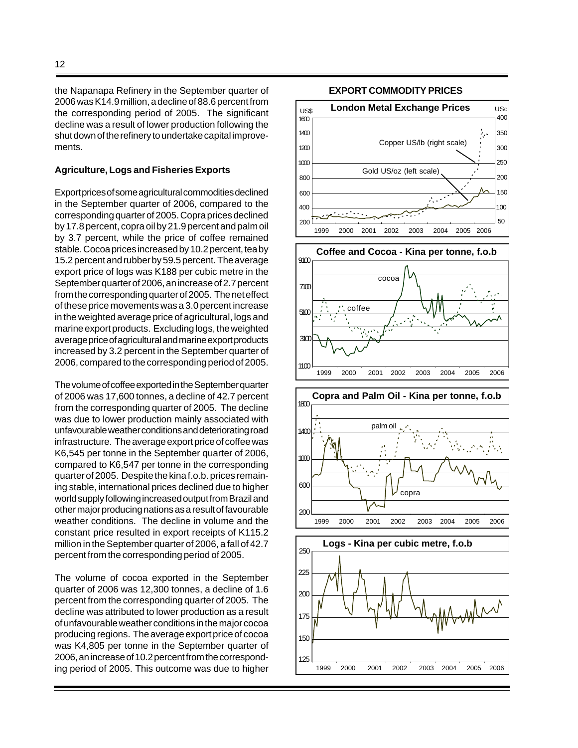the Napanapa Refinery in the September quarter of 2006 was K14.9 million, a decline of 88.6 percent from the corresponding period of 2005. The significant decline was a result of lower production following the shut down of the refinery to undertake capital improvements.

**Agriculture, Logs and Fisheries Exports**

Export prices of some agricultural commodities declined in the September quarter of 2006, compared to the corresponding quarter of 2005. Copra prices declined by 17.8 percent, copra oil by 21.9 percent and palm oil by 3.7 percent, while the price of coffee remained stable. Cocoa prices increased by 10.2 percent, tea by 15.2 percent and rubber by 59.5 percent. The average export price of logs was K188 per cubic metre in the September quarter of 2006, an increase of 2.7 percent from the corresponding quarter of 2005. The net effect of these price movements was a 3.0 percent increase in the weighted average price of agricultural, logs and marine export products. Excluding logs, the weighted average price of agricultural and marine export products increased by 3.2 percent in the September quarter of 2006, compared to the corresponding period of 2005.

The volume of coffee exported in the September quarter of 2006 was 17,600 tonnes, a decline of 42.7 percent from the corresponding quarter of 2005. The decline was due to lower production mainly associated with unfavourable weather conditions and deteriorating road infrastructure. The average export price of coffee was K6,545 per tonne in the September quarter of 2006, compared to K6,547 per tonne in the corresponding quarter of 2005. Despite the kina f.o.b. prices remaining stable, international prices declined due to higher world supply following increased output from Brazil and other major producing nations as a result of favourable weather conditions. The decline in volume and the constant price resulted in export receipts of K115.2 million in the September quarter of 2006, a fall of 42.7 percent from the corresponding period of 2005.

The volume of cocoa exported in the September quarter of 2006 was 12,300 tonnes, a decline of 1.6 percent from the corresponding quarter of 2005. The decline was attributed to lower production as a result of unfavourable weather conditions in the major cocoa producing regions. The average export price of cocoa was K4,805 per tonne in the September quarter of 2006, an increase of 10.2 percent from the corresponding period of 2005. This outcome was due to higher

**EXPORT COMMODITY PRICES**

**London Metal Exchange Prices**

**Coffee and Cocoa - Kina per tonne, f.o.b**

**Copra and Palm Oil - Kina per tonne, f.o.b**

**Logs - Kina per cubic metre, f.o.b**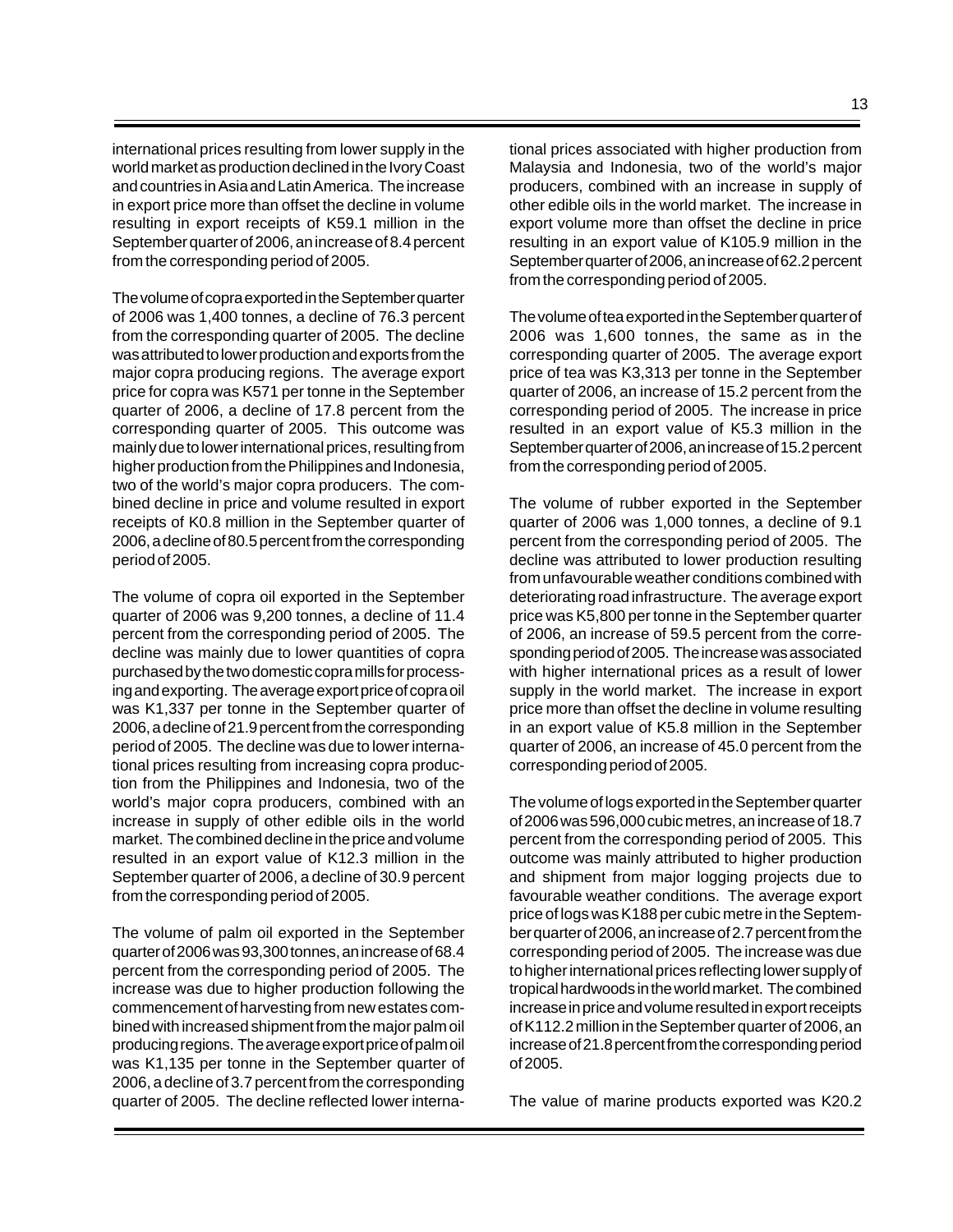international prices resulting from lower supply in the world market as production declined in the Ivory Coast and countries in Asia and Latin America. The increase in export price more than offset the decline in volume resulting in export receipts of K59.1 million in the September quarter of 2006, an increase of 8.4 percent from the corresponding period of 2005.

The volume of copra exported in the September quarter of 2006 was 1,400 tonnes, a decline of 76.3 percent from the corresponding quarter of 2005. The decline was attributed to lower production and exports from the major copra producing regions. The average export price for copra was K571 per tonne in the September quarter of 2006, a decline of 17.8 percent from the corresponding quarter of 2005. This outcome was mainly due to lower international prices, resulting from higher production from the Philippines and Indonesia, two of the world's major copra producers. The combined decline in price and volume resulted in export receipts of K0.8 million in the September quarter of 2006, a decline of 80.5 percent from the corresponding period of 2005.

The volume of copra oil exported in the September quarter of 2006 was 9,200 tonnes, a decline of 11.4 percent from the corresponding period of 2005. The decline was mainly due to lower quantities of copra purchased by the two domestic copra mills for processing and exporting. The average export price of copra oil was K1,337 per tonne in the September quarter of 2006, a decline of 21.9 percent from the corresponding period of 2005. The decline was due to lower international prices resulting from increasing copra production from the Philippines and Indonesia, two of the world's major copra producers, combined with an increase in supply of other edible oils in the world market. The combined decline in the price and volume resulted in an export value of K12.3 million in the September quarter of 2006, a decline of 30.9 percent from the corresponding period of 2005.

The volume of palm oil exported in the September quarter of 2006 was 93,300 tonnes, an increase of 68.4 percent from the corresponding period of 2005. The increase was due to higher production following the commencement of harvesting from new estates combined with increased shipment from the major palm oil producing regions. The average export price of palm oil was K1,135 per tonne in the September quarter of 2006, a decline of 3.7 percent from the corresponding quarter of 2005. The decline reflected lower international prices associated with higher production from Malaysia and Indonesia, two of the world's major producers, combined with an increase in supply of other edible oils in the world market. The increase in export volume more than offset the decline in price resulting in an export value of K105.9 million in the September quarter of 2006, an increase of 62.2 percent from the corresponding period of 2005.

The volume of tea exported in the September quarter of 2006 was 1,600 tonnes, the same as in the corresponding quarter of 2005. The average export price of tea was K3,313 per tonne in the September quarter of 2006, an increase of 15.2 percent from the corresponding period of 2005. The increase in price resulted in an export value of K5.3 million in the September quarter of 2006, an increase of 15.2 percent from the corresponding period of 2005.

The volume of rubber exported in the September quarter of 2006 was 1,000 tonnes, a decline of 9.1 percent from the corresponding period of 2005. The decline was attributed to lower production resulting from unfavourable weather conditions combined with deteriorating road infrastructure. The average export price was K5,800 per tonne in the September quarter of 2006, an increase of 59.5 percent from the corresponding period of 2005. The increase was associated with higher international prices as a result of lower supply in the world market. The increase in export price more than offset the decline in volume resulting in an export value of K5.8 million in the September quarter of 2006, an increase of 45.0 percent from the corresponding period of 2005.

The volume of logs exported in the September quarter of 2006 was 596,000 cubic metres, an increase of 18.7 percent from the corresponding period of 2005. This outcome was mainly attributed to higher production and shipment from major logging projects due to favourable weather conditions. The average export price of logs was K188 per cubic metre in the September quarter of 2006, an increase of 2.7 percent from the corresponding period of 2005. The increase was due to higher international prices reflecting lower supply of tropical hardwoods in the world market. The combined increase in price and volume resulted in export receipts of K112.2 million in the September quarter of 2006, an increase of 21.8 percent from the corresponding period of 2005.

The value of marine products exported was K20.2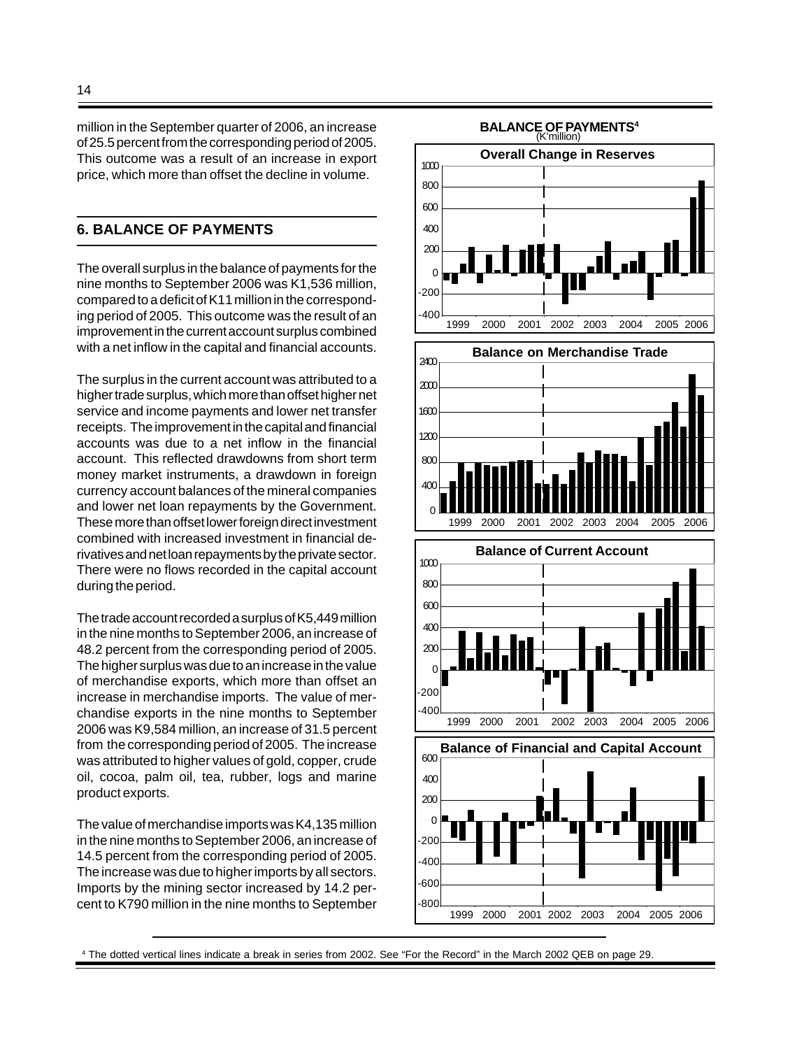million in the September quarter of 2006, an increase of 25.5 percent from the corresponding period of 2005. This outcome was a result of an increase in export price, which more than offset the decline in volume.

## 6. BALANCE OF PAYMENTS

The overall surplus in the balance of payments for the nine months to September 2006 was K1,536 million, compared to a deficit of K11 million in the corresponding period of 2005. This outcome was the result of an improvement in the current account surplus combined with a net inflow in the capital and financial accounts.

The surplus in the current account was attributed to a higher trade surplus, which more than offset higher net service and income payments and lower net transfer receipts. The improvement in the capital and financial accounts was due to a net inflow in the financial account. This reflected drawdowns from short term money market instruments, a drawdown in foreign currency account balances of the mineral companies and lower net loan repayments by the Government. These more than offset lower foreign direct investment combined with increased investment in financial derivatives and net loan repayments by the private sector. There were no flows recorded in the capital account during the period.

The trade account recorded a surplus of K5,449 million in the nine months to September 2006, an increase of 48.2 percent from the corresponding period of 2005. The higher surplus was due to an increase in the value of merchandise exports, which more than offset an increase in merchandise imports. The value of merchandise exports in the nine months to September 2006 was K9,584 million, an increase of 31.5 percent from the corresponding period of 2005. The increase was attributed to higher values of gold, copper, crude oil, cocoa, palm oil, tea, rubber, logs and marine product exports.

The value of merchandise imports was K4,135 million in the nine months to September 2006, an increase of 14.5 percent from the corresponding period of 2005. The increase was due to higher imports by all sectors. Imports by the mining sector increased by 14.2 percent to K790 million in the nine months to September

**BALANCE OF PAYMENTS[4]**
(K'million)

Overall Change in Reserves

Balance on Merchandise Trade

Balance of Current Account

Balance of Financial and Capital Account

[4] The dotted vertical lines indicate a break in series from 2002. See "For the Record" in the March 2002 QEB on page 29.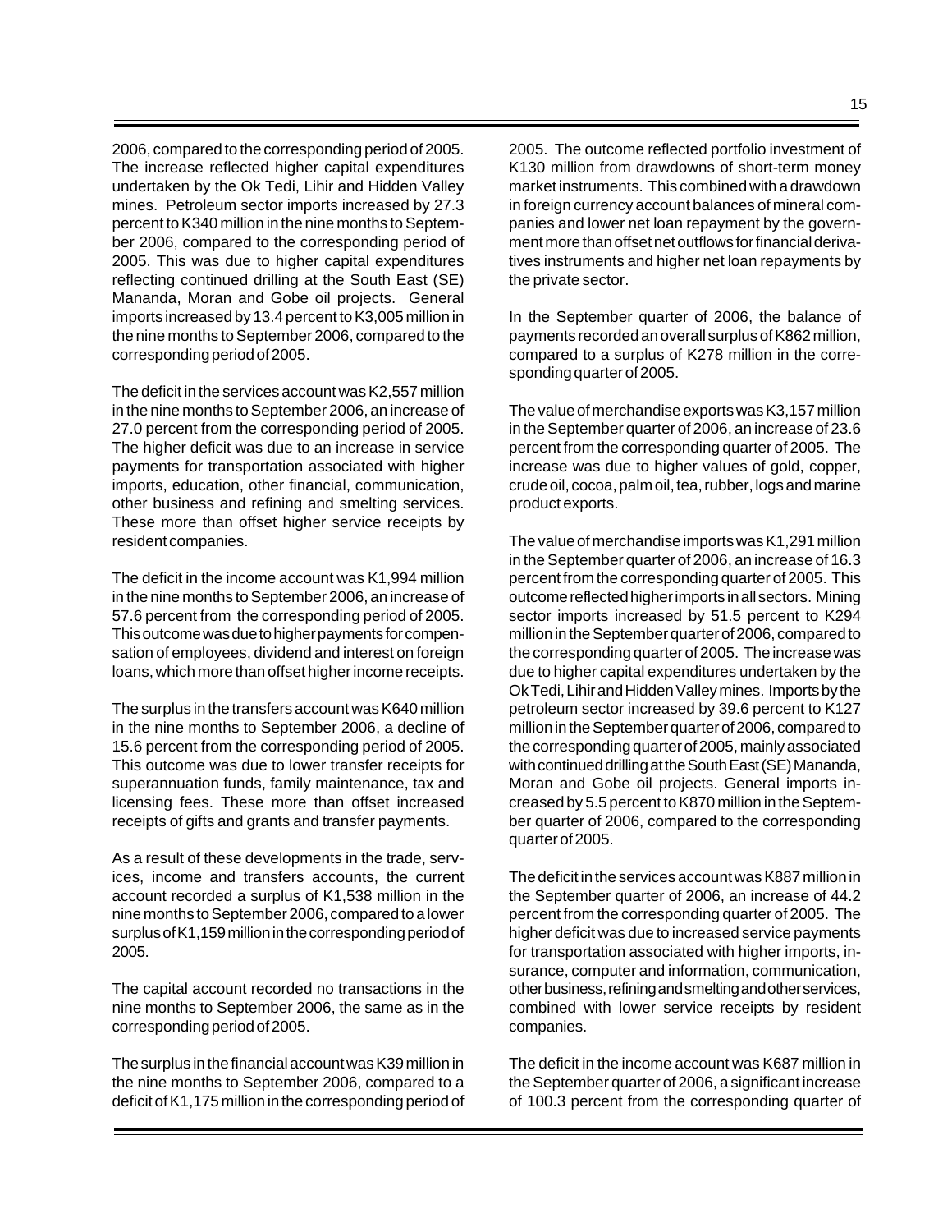2006, compared to the corresponding period of 2005. The increase reflected higher capital expenditures undertaken by the Ok Tedi, Lihir and Hidden Valley mines. Petroleum sector imports increased by 27.3 percent to K340 million in the nine months to September 2006, compared to the corresponding period of 2005. This was due to higher capital expenditures reflecting continued drilling at the South East (SE) Mananda, Moran and Gobe oil projects. General imports increased by 13.4 percent to K3,005 million in the nine months to September 2006, compared to the corresponding period of 2005.

The deficit in the services account was K2,557 million in the nine months to September 2006, an increase of 27.0 percent from the corresponding period of 2005. The higher deficit was due to an increase in service payments for transportation associated with higher imports, education, other financial, communication, other business and refining and smelting services. These more than offset higher service receipts by resident companies.

The deficit in the income account was K1,994 million in the nine months to September 2006, an increase of 57.6 percent from the corresponding period of 2005. This outcome was due to higher payments for compensation of employees, dividend and interest on foreign loans, which more than offset higher income receipts.

The surplus in the transfers account was K640 million in the nine months to September 2006, a decline of 15.6 percent from the corresponding period of 2005. This outcome was due to lower transfer receipts for superannuation funds, family maintenance, tax and licensing fees. These more than offset increased receipts of gifts and grants and transfer payments.

As a result of these developments in the trade, services, income and transfers accounts, the current account recorded a surplus of K1,538 million in the nine months to September 2006, compared to a lower surplus of K1,159 million in the corresponding period of 2005.

The capital account recorded no transactions in the nine months to September 2006, the same as in the corresponding period of 2005.

The surplus in the financial account was K39 million in the nine months to September 2006, compared to a deficit of K1,175 million in the corresponding period of 2005. The outcome reflected portfolio investment of K130 million from drawdowns of short-term money market instruments. This combined with a drawdown in foreign currency account balances of mineral companies and lower net loan repayment by the government more than offset net outflows for financial derivatives instruments and higher net loan repayments by the private sector.

In the September quarter of 2006, the balance of payments recorded an overall surplus of K862 million, compared to a surplus of K278 million in the corresponding quarter of 2005.

The value of merchandise exports was K3,157 million in the September quarter of 2006, an increase of 23.6 percent from the corresponding quarter of 2005. The increase was due to higher values of gold, copper, crude oil, cocoa, palm oil, tea, rubber, logs and marine product exports.

The value of merchandise imports was K1,291 million in the September quarter of 2006, an increase of 16.3 percent from the corresponding quarter of 2005. This outcome reflected higher imports in all sectors. Mining sector imports increased by 51.5 percent to K294 million in the September quarter of 2006, compared to the corresponding quarter of 2005. The increase was due to higher capital expenditures undertaken by the Ok Tedi, Lihir and Hidden Valley mines. Imports by the petroleum sector increased by 39.6 percent to K127 million in the September quarter of 2006, compared to the corresponding quarter of 2005, mainly associated with continued drilling at the South East (SE) Mananda, Moran and Gobe oil projects. General imports increased by 5.5 percent to K870 million in the September quarter of 2006, compared to the corresponding quarter of 2005.

The deficit in the services account was K887 million in the September quarter of 2006, an increase of 44.2 percent from the corresponding quarter of 2005. The higher deficit was due to increased service payments for transportation associated with higher imports, insurance, computer and information, communication, other business, refining and smelting and other services, combined with lower service receipts by resident companies.

The deficit in the income account was K687 million in the September quarter of 2006, a significant increase of 100.3 percent from the corresponding quarter of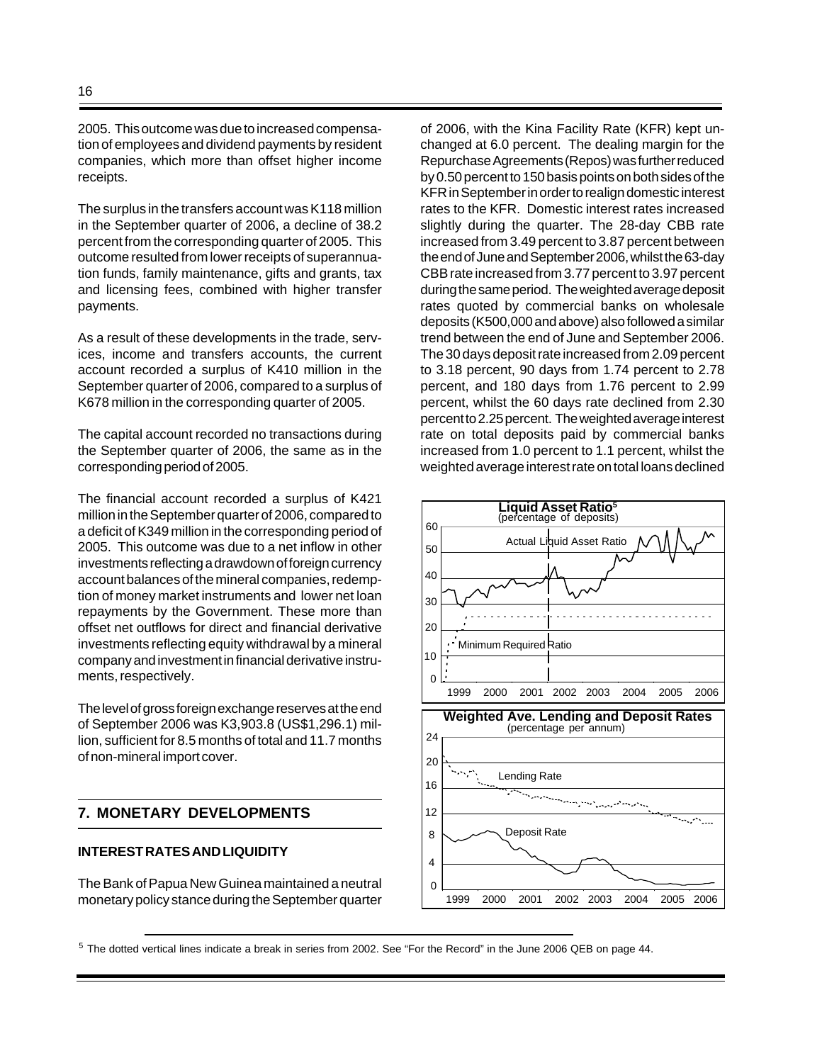2005. This outcome was due to increased compensation of employees and dividend payments by resident companies, which more than offset higher income receipts.

The surplus in the transfers account was K118 million in the September quarter of 2006, a decline of 38.2 percent from the corresponding quarter of 2005. This outcome resulted from lower receipts of superannuation funds, family maintenance, gifts and grants, tax and licensing fees, combined with higher transfer payments.

As a result of these developments in the trade, services, income and transfers accounts, the current account recorded a surplus of K410 million in the September quarter of 2006, compared to a surplus of K678 million in the corresponding quarter of 2005.

The capital account recorded no transactions during the September quarter of 2006, the same as in the corresponding period of 2005.

The financial account recorded a surplus of K421 million in the September quarter of 2006, compared to a deficit of K349 million in the corresponding period of 2005. This outcome was due to a net inflow in other investments reflecting a drawdown of foreign currency account balances of the mineral companies, redemption of money market instruments and lower net loan repayments by the Government. These more than offset net outflows for direct and financial derivative investments reflecting equity withdrawal by a mineral company and investment in financial derivative instruments, respectively.

The level of gross foreign exchange reserves at the end of September 2006 was K3,903.8 (US$1,296.1) million, sufficient for 8.5 months of total and 11.7 months of non-mineral import cover.

## 7. MONETARY DEVELOPMENTS

### INTEREST RATES AND LIQUIDITY

The Bank of Papua New Guinea maintained a neutral monetary policy stance during the September quarter of 2006, with the Kina Facility Rate (KFR) kept unchanged at 6.0 percent. The dealing margin for the Repurchase Agreements (Repos) was further reduced by 0.50 percent to 150 basis points on both sides of the KFR in September in order to realign domestic interest rates to the KFR. Domestic interest rates increased slightly during the quarter. The 28-day CBB rate increased from 3.49 percent to 3.87 percent between the end of June and September 2006, whilst the 63-day CBB rate increased from 3.77 percent to 3.97 percent during the same period. The weighted average deposit rates quoted by commercial banks on wholesale deposits (K500,000 and above) also followed a similar trend between the end of June and September 2006. The 30 days deposit rate increased from 2.09 percent to 3.18 percent, 90 days from 1.74 percent to 2.78 percent, and 180 days from 1.76 percent to 2.99 percent, whilst the 60 days rate declined from 2.30 percent to 2.25 percent. The weighted average interest rate on total deposits paid by commercial banks increased from 1.0 percent to 1.1 percent, whilst the weighted average interest rate on total loans declined

**Liquid Asset Ratio**[5]
(percentage of deposits)

**Weighted Ave. Lending and Deposit Rates**
(percentage per annum)

[5] The dotted vertical lines indicate a break in series from 2002. See "For the Record" in the June 2006 QEB on page 44.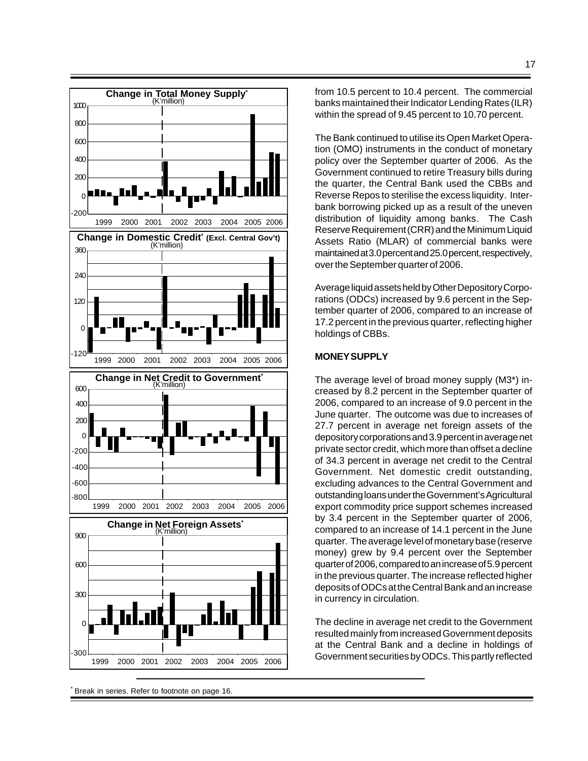**Change in Total Money Supply*** (K'million)

**Change in Domestic Credit* (Excl. Central Gov't)** (K'million)

**Change in Net Credit to Government*** (K'million)

**Change in Net Foreign Assets*** (K'million)

from 10.5 percent to 10.4 percent. The commercial banks maintained their Indicator Lending Rates (ILR) within the spread of 9.45 percent to 10.70 percent.

The Bank continued to utilise its Open Market Operation (OMO) instruments in the conduct of monetary policy over the September quarter of 2006. As the Government continued to retire Treasury bills during the quarter, the Central Bank used the CBBs and Reverse Repos to sterilise the excess liquidity. Interbank borrowing picked up as a result of the uneven distribution of liquidity among banks. The Cash Reserve Requirement (CRR) and the Minimum Liquid Assets Ratio (MLAR) of commercial banks were maintained at 3.0 percent and 25.0 percent, respectively, over the September quarter of 2006.

Average liquid assets held by Other Depository Corporations (ODCs) increased by 9.6 percent in the September quarter of 2006, compared to an increase of 17.2 percent in the previous quarter, reflecting higher holdings of CBBs.

**MONEY SUPPLY**

The average level of broad money supply (M3*) increased by 8.2 percent in the September quarter of 2006, compared to an increase of 9.0 percent in the June quarter. The outcome was due to increases of 27.7 percent in average net foreign assets of the depository corporations and 3.9 percent in average net private sector credit, which more than offset a decline of 34.3 percent in average net credit to the Central Government. Net domestic credit outstanding, excluding advances to the Central Government and outstanding loans under the Government's Agricultural export commodity price support schemes increased by 3.4 percent in the September quarter of 2006, compared to an increase of 14.1 percent in the June quarter. The average level of monetary base (reserve money) grew by 9.4 percent over the September quarter of 2006, compared to an increase of 5.9 percent in the previous quarter. The increase reflected higher deposits of ODCs at the Central Bank and an increase in currency in circulation.

The decline in average net credit to the Government resulted mainly from increased Government deposits at the Central Bank and a decline in holdings of Government securities by ODCs. This partly reflected

* Break in series. Refer to footnote on page 16.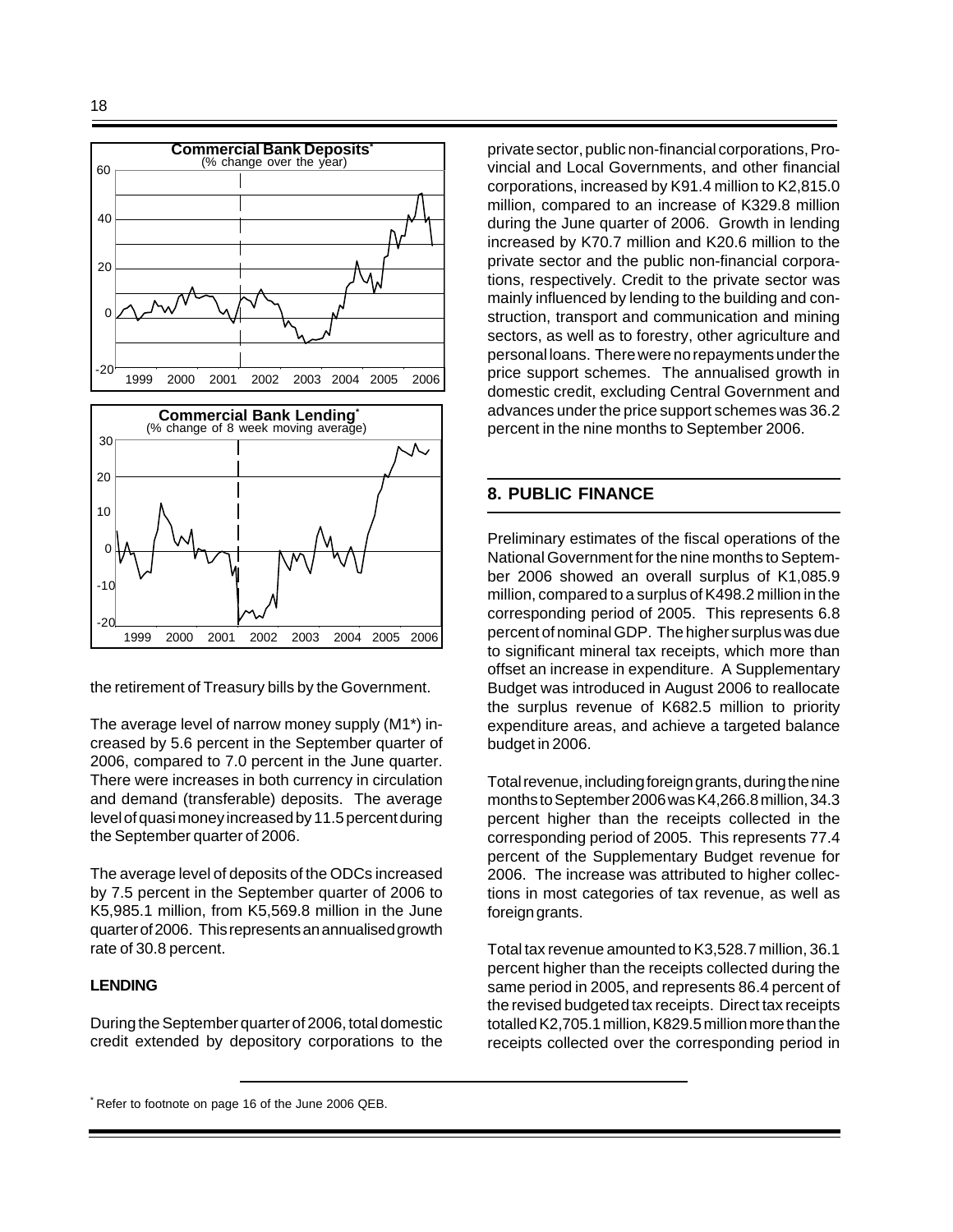**Commercial Bank Deposits***
(% change over the year)

**Commercial Bank Lending***
(% change of 8 week moving average)

the retirement of Treasury bills by the Government.

The average level of narrow money supply (M1*) increased by 5.6 percent in the September quarter of 2006, compared to 7.0 percent in the June quarter. There were increases in both currency in circulation and demand (transferable) deposits. The average level of quasi money increased by 11.5 percent during the September quarter of 2006.

The average level of deposits of the ODCs increased by 7.5 percent in the September quarter of 2006 to K5,985.1 million, from K5,569.8 million in the June quarter of 2006. This represents an annualised growth rate of 30.8 percent.

**LENDING**

During the September quarter of 2006, total domestic credit extended by depository corporations to the private sector, public non-financial corporations, Provincial and Local Governments, and other financial corporations, increased by K91.4 million to K2,815.0 million, compared to an increase of K329.8 million during the June quarter of 2006. Growth in lending increased by K70.7 million and K20.6 million to the private sector and the public non-financial corporations, respectively. Credit to the private sector was mainly influenced by lending to the building and construction, transport and communication and mining sectors, as well as to forestry, other agriculture and personal loans. There were no repayments under the price support schemes. The annualised growth in domestic credit, excluding Central Government and advances under the price support schemes was 36.2 percent in the nine months to September 2006.

## 8. PUBLIC FINANCE

Preliminary estimates of the fiscal operations of the National Government for the nine months to September 2006 showed an overall surplus of K1,085.9 million, compared to a surplus of K498.2 million in the corresponding period of 2005. This represents 6.8 percent of nominal GDP. The higher surplus was due to significant mineral tax receipts, which more than offset an increase in expenditure. A Supplementary Budget was introduced in August 2006 to reallocate the surplus revenue of K682.5 million to priority expenditure areas, and achieve a targeted balance budget in 2006.

Total revenue, including foreign grants, during the nine months to September 2006 was K4,266.8 million, 34.3 percent higher than the receipts collected in the corresponding period of 2005. This represents 77.4 percent of the Supplementary Budget revenue for 2006. The increase was attributed to higher collections in most categories of tax revenue, as well as foreign grants.

Total tax revenue amounted to K3,528.7 million, 36.1 percent higher than the receipts collected during the same period in 2005, and represents 86.4 percent of the revised budgeted tax receipts. Direct tax receipts totalled K2,705.1 million, K829.5 million more than the receipts collected over the corresponding period in

* Refer to footnote on page 16 of the June 2006 QEB.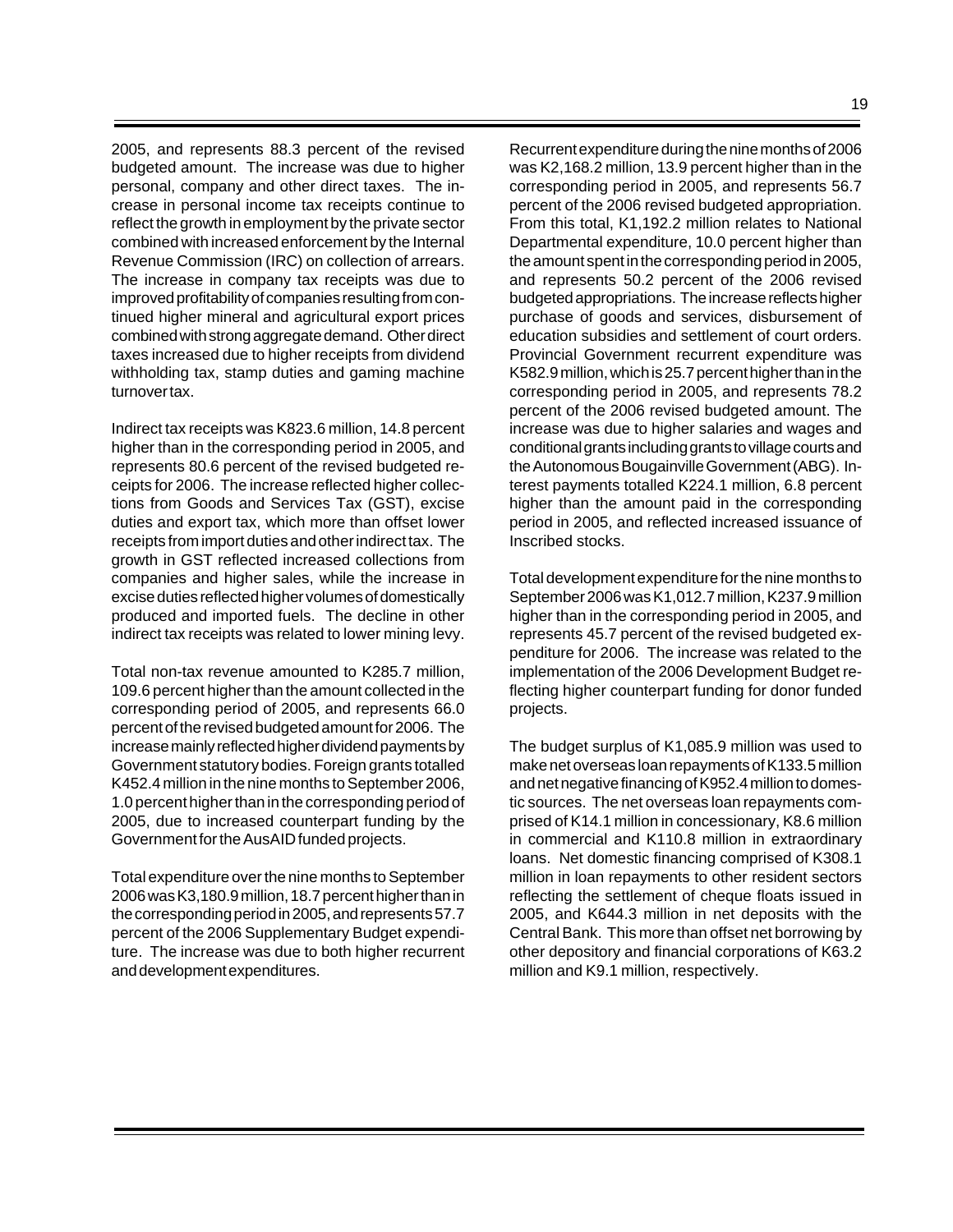2005, and represents 88.3 percent of the revised budgeted amount. The increase was due to higher personal, company and other direct taxes. The increase in personal income tax receipts continue to reflect the growth in employment by the private sector combined with increased enforcement by the Internal Revenue Commission (IRC) on collection of arrears. The increase in company tax receipts was due to improved profitability of companies resulting from continued higher mineral and agricultural export prices combined with strong aggregate demand. Other direct taxes increased due to higher receipts from dividend withholding tax, stamp duties and gaming machine turnover tax.

Indirect tax receipts was K823.6 million, 14.8 percent higher than in the corresponding period in 2005, and represents 80.6 percent of the revised budgeted receipts for 2006. The increase reflected higher collections from Goods and Services Tax (GST), excise duties and export tax, which more than offset lower receipts from import duties and other indirect tax. The growth in GST reflected increased collections from companies and higher sales, while the increase in excise duties reflected higher volumes of domestically produced and imported fuels. The decline in other indirect tax receipts was related to lower mining levy.

Total non-tax revenue amounted to K285.7 million, 109.6 percent higher than the amount collected in the corresponding period of 2005, and represents 66.0 percent of the revised budgeted amount for 2006. The increase mainly reflected higher dividend payments by Government statutory bodies. Foreign grants totalled K452.4 million in the nine months to September 2006, 1.0 percent higher than in the corresponding period of 2005, due to increased counterpart funding by the Government for the AusAID funded projects.

Total expenditure over the nine months to September 2006 was K3,180.9 million, 18.7 percent higher than in the corresponding period in 2005, and represents 57.7 percent of the 2006 Supplementary Budget expenditure. The increase was due to both higher recurrent and development expenditures.

Recurrent expenditure during the nine months of 2006 was K2,168.2 million, 13.9 percent higher than in the corresponding period in 2005, and represents 56.7 percent of the 2006 revised budgeted appropriation. From this total, K1,192.2 million relates to National Departmental expenditure, 10.0 percent higher than the amount spent in the corresponding period in 2005, and represents 50.2 percent of the 2006 revised budgeted appropriations. The increase reflects higher purchase of goods and services, disbursement of education subsidies and settlement of court orders. Provincial Government recurrent expenditure was K582.9 million, which is 25.7 percent higher than in the corresponding period in 2005, and represents 78.2 percent of the 2006 revised budgeted amount. The increase was due to higher salaries and wages and conditional grants including grants to village courts and the Autonomous Bougainville Government (ABG). Interest payments totalled K224.1 million, 6.8 percent higher than the amount paid in the corresponding period in 2005, and reflected increased issuance of Inscribed stocks.

Total development expenditure for the nine months to September 2006 was K1,012.7 million, K237.9 million higher than in the corresponding period in 2005, and represents 45.7 percent of the revised budgeted expenditure for 2006. The increase was related to the implementation of the 2006 Development Budget reflecting higher counterpart funding for donor funded projects.

The budget surplus of K1,085.9 million was used to make net overseas loan repayments of K133.5 million and net negative financing of K952.4 million to domestic sources. The net overseas loan repayments comprised of K14.1 million in concessionary, K8.6 million in commercial and K110.8 million in extraordinary loans. Net domestic financing comprised of K308.1 million in loan repayments to other resident sectors reflecting the settlement of cheque floats issued in 2005, and K644.3 million in net deposits with the Central Bank. This more than offset net borrowing by other depository and financial corporations of K63.2 million and K9.1 million, respectively.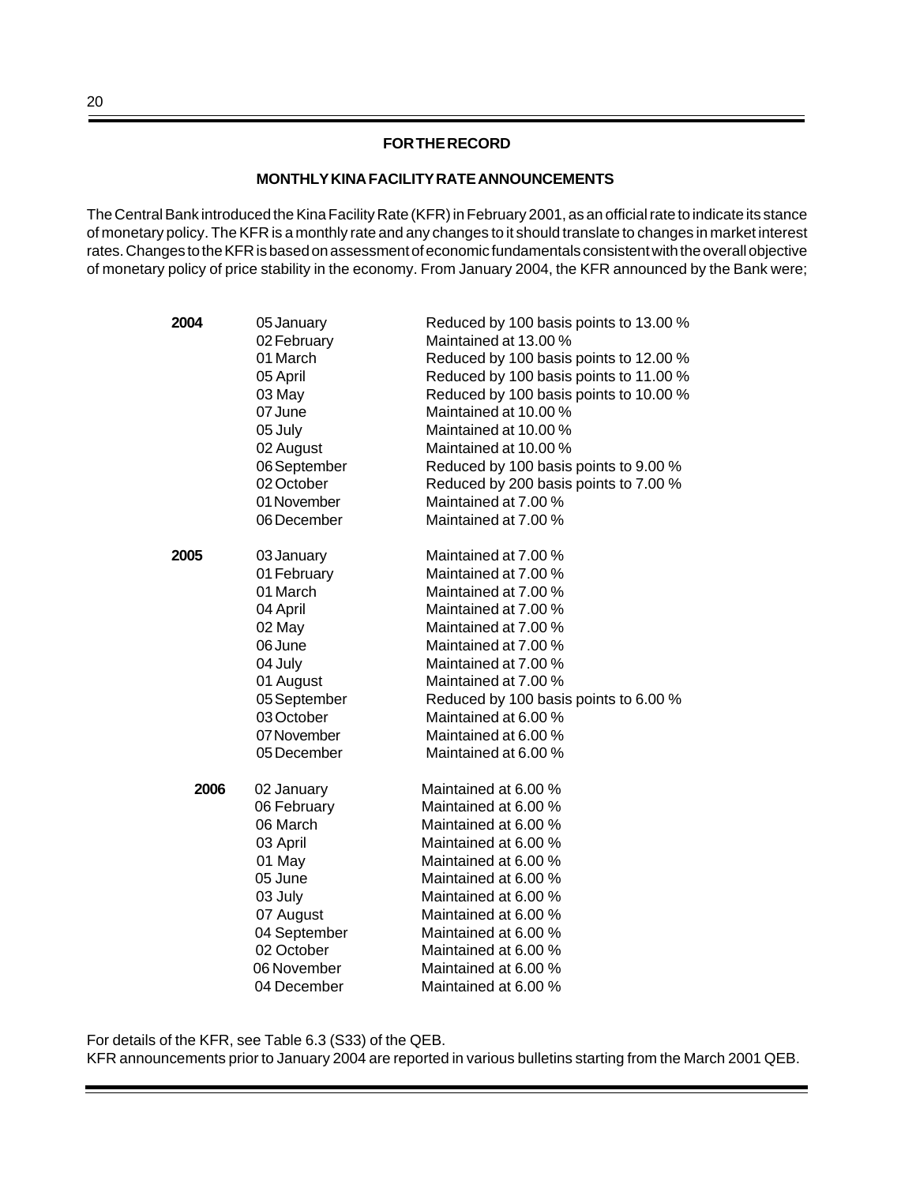## FOR THE RECORD

### MONTHLY KINA FACILITY RATE ANNOUNCEMENTS

The Central Bank introduced the Kina Facility Rate (KFR) in February 2001, as an official rate to indicate its stance of monetary policy. The KFR is a monthly rate and any changes to it should translate to changes in market interest rates. Changes to the KFR is based on assessment of economic fundamentals consistent with the overall objective of monetary policy of price stability in the economy. From January 2004, the KFR announced by the Bank were;

| Year | Date | Announcement |
|---|---|---|
| **2004** | 05 January | Reduced by 100 basis points to 13.00 % |
| | 02 February | Maintained at 13.00 % |
| | 01 March | Reduced by 100 basis points to 12.00 % |
| | 05 April | Reduced by 100 basis points to 11.00 % |
| | 03 May | Reduced by 100 basis points to 10.00 % |
| | 07 June | Maintained at 10.00 % |
| | 05 July | Maintained at 10.00 % |
| | 02 August | Maintained at 10.00 % |
| | 06 September | Reduced by 100 basis points to 9.00 % |
| | 02 October | Reduced by 200 basis points to 7.00 % |
| | 01 November | Maintained at 7.00 % |
| | 06 December | Maintained at 7.00 % |
| **2005** | 03 January | Maintained at 7.00 % |
| | 01 February | Maintained at 7.00 % |
| | 01 March | Maintained at 7.00 % |
| | 04 April | Maintained at 7.00 % |
| | 02 May | Maintained at 7.00 % |
| | 06 June | Maintained at 7.00 % |
| | 04 July | Maintained at 7.00 % |
| | 01 August | Maintained at 7.00 % |
| | 05 September | Reduced by 100 basis points to 6.00 % |
| | 03 October | Maintained at 6.00 % |
| | 07 November | Maintained at 6.00 % |
| | 05 December | Maintained at 6.00 % |
| **2006** | 02 January | Maintained at 6.00 % |
| | 06 February | Maintained at 6.00 % |
| | 06 March | Maintained at 6.00 % |
| | 03 April | Maintained at 6.00 % |
| | 01 May | Maintained at 6.00 % |
| | 05 June | Maintained at 6.00 % |
| | 03 July | Maintained at 6.00 % |
| | 07 August | Maintained at 6.00 % |
| | 04 September | Maintained at 6.00 % |
| | 02 October | Maintained at 6.00 % |
| | 06 November | Maintained at 6.00 % |
| | 04 December | Maintained at 6.00 % |

For details of the KFR, see Table 6.3 (S33) of the QEB.
KFR announcements prior to January 2004 are reported in various bulletins starting from the March 2001 QEB.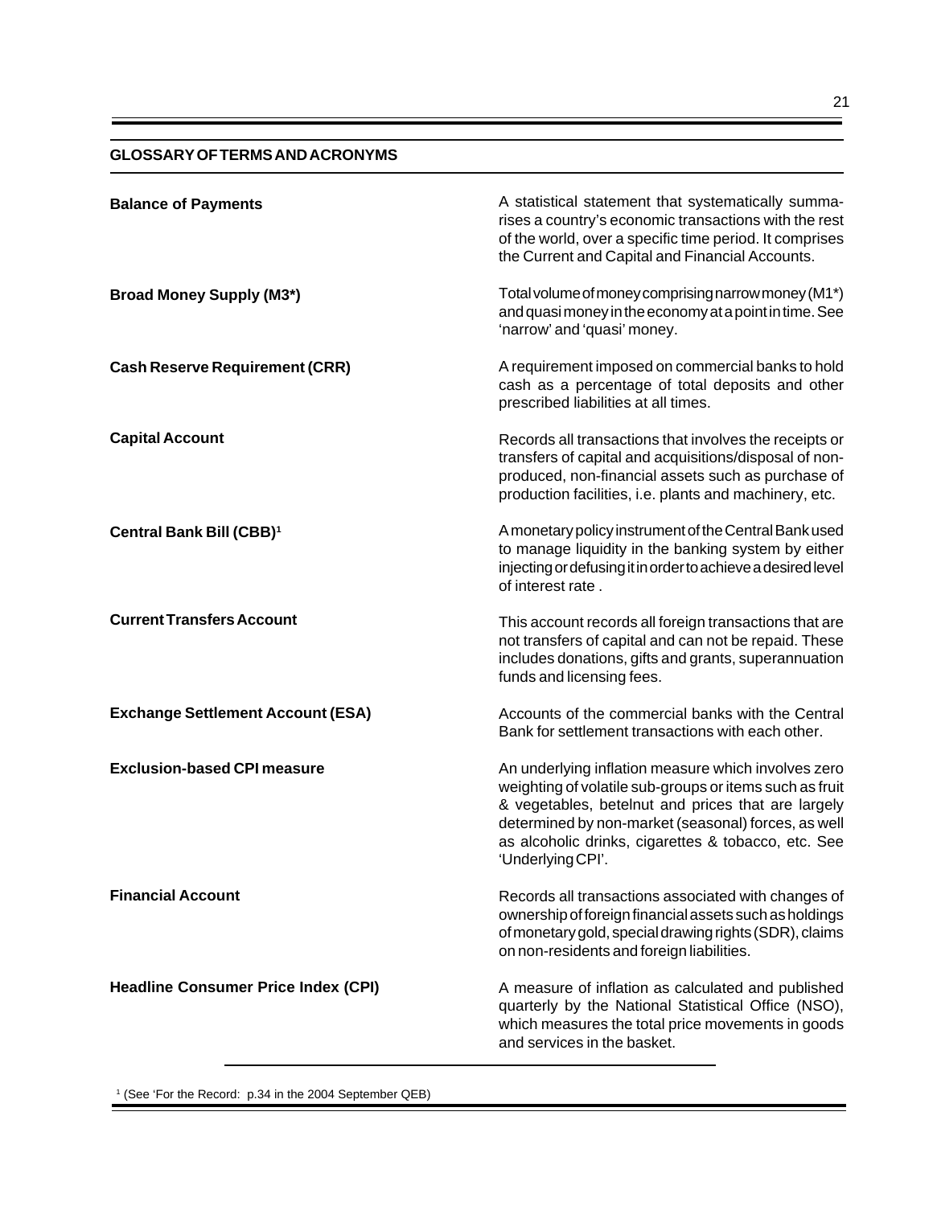## GLOSSARY OF TERMS AND ACRONYMS

**Balance of Payments**
A statistical statement that systematically summarises a country's economic transactions with the rest of the world, over a specific time period. It comprises the Current and Capital and Financial Accounts.

**Broad Money Supply (M3*)**
Total volume of money comprising narrow money (M1*) and quasi money in the economy at a point in time. See 'narrow' and 'quasi' money.

**Cash Reserve Requirement (CRR)**
A requirement imposed on commercial banks to hold cash as a percentage of total deposits and other prescribed liabilities at all times.

**Capital Account**
Records all transactions that involves the receipts or transfers of capital and acquisitions/disposal of non-produced, non-financial assets such as purchase of production facilities, i.e. plants and machinery, etc.

**Central Bank Bill (CBB)[1]**
A monetary policy instrument of the Central Bank used to manage liquidity in the banking system by either injecting or defusing it in order to achieve a desired level of interest rate .

**Current Transfers Account**
This account records all foreign transactions that are not transfers of capital and can not be repaid. These includes donations, gifts and grants, superannuation funds and licensing fees.

**Exchange Settlement Account (ESA)**
Accounts of the commercial banks with the Central Bank for settlement transactions with each other.

**Exclusion-based CPI measure**
An underlying inflation measure which involves zero weighting of volatile sub-groups or items such as fruit & vegetables, betelnut and prices that are largely determined by non-market (seasonal) forces, as well as alcoholic drinks, cigarettes & tobacco, etc. See 'Underlying CPI'.

**Financial Account**
Records all transactions associated with changes of ownership of foreign financial assets such as holdings of monetary gold, special drawing rights (SDR), claims on non-residents and foreign liabilities.

**Headline Consumer Price Index (CPI)**
A measure of inflation as calculated and published quarterly by the National Statistical Office (NSO), which measures the total price movements in goods and services in the basket.

---

[1] (See 'For the Record: p.34 in the 2004 September QEB)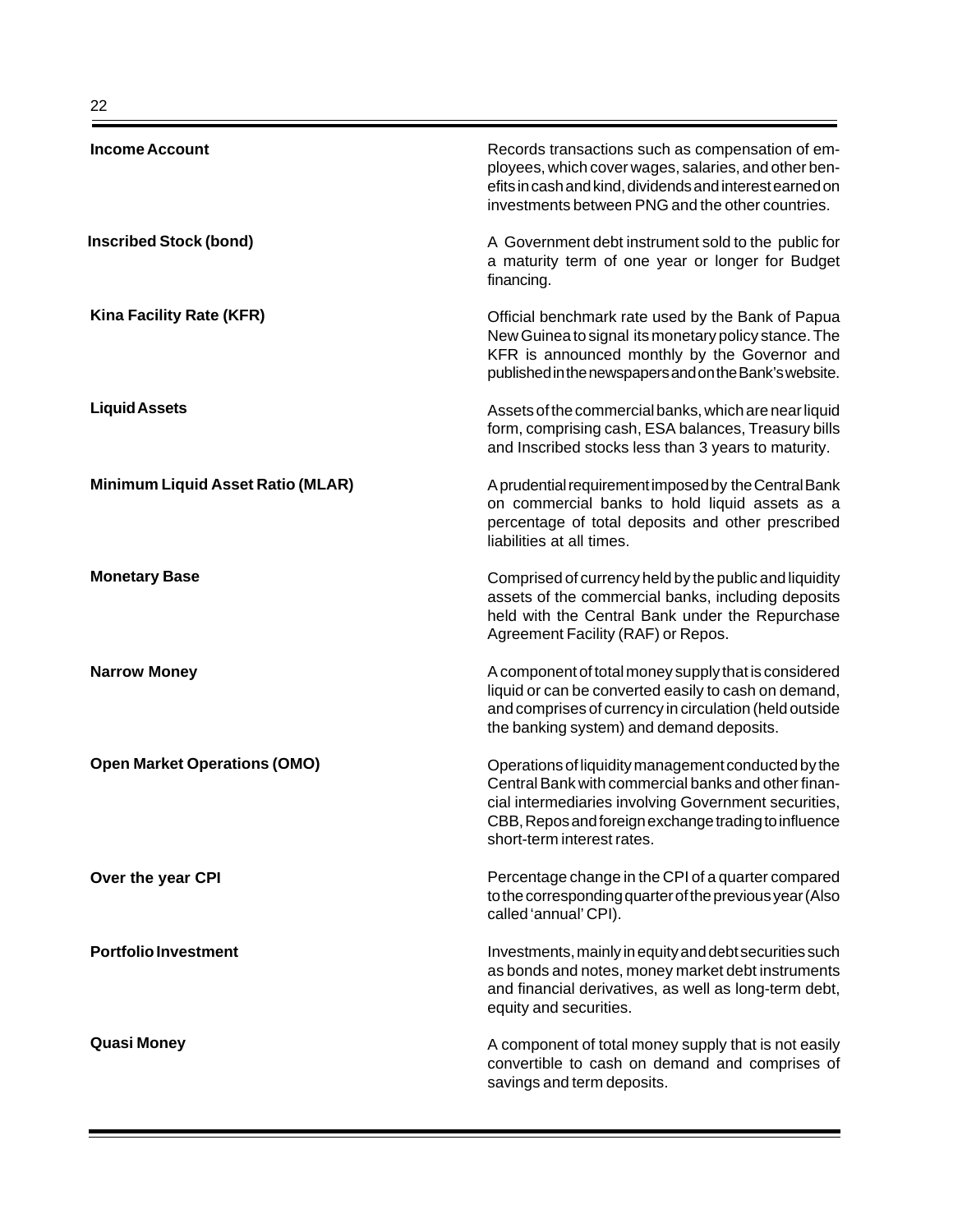| | |
|---|---|
| **Income Account** | Records transactions such as compensation of employees, which cover wages, salaries, and other benefits in cash and kind, dividends and interest earned on investments between PNG and the other countries. |
| **Inscribed Stock (bond)** | A Government debt instrument sold to the public for a maturity term of one year or longer for Budget financing. |
| **Kina Facility Rate (KFR)** | Official benchmark rate used by the Bank of Papua New Guinea to signal its monetary policy stance. The KFR is announced monthly by the Governor and published in the newspapers and on the Bank's website. |
| **Liquid Assets** | Assets of the commercial banks, which are near liquid form, comprising cash, ESA balances, Treasury bills and Inscribed stocks less than 3 years to maturity. |
| **Minimum Liquid Asset Ratio (MLAR)** | A prudential requirement imposed by the Central Bank on commercial banks to hold liquid assets as a percentage of total deposits and other prescribed liabilities at all times. |
| **Monetary Base** | Comprised of currency held by the public and liquidity assets of the commercial banks, including deposits held with the Central Bank under the Repurchase Agreement Facility (RAF) or Repos. |
| **Narrow Money** | A component of total money supply that is considered liquid or can be converted easily to cash on demand, and comprises of currency in circulation (held outside the banking system) and demand deposits. |
| **Open Market Operations (OMO)** | Operations of liquidity management conducted by the Central Bank with commercial banks and other financial intermediaries involving Government securities, CBB, Repos and foreign exchange trading to influence short-term interest rates. |
| **Over the year CPI** | Percentage change in the CPI of a quarter compared to the corresponding quarter of the previous year (Also called 'annual' CPI). |
| **Portfolio Investment** | Investments, mainly in equity and debt securities such as bonds and notes, money market debt instruments and financial derivatives, as well as long-term debt, equity and securities. |
| **Quasi Money** | A component of total money supply that is not easily convertible to cash on demand and comprises of savings and term deposits. |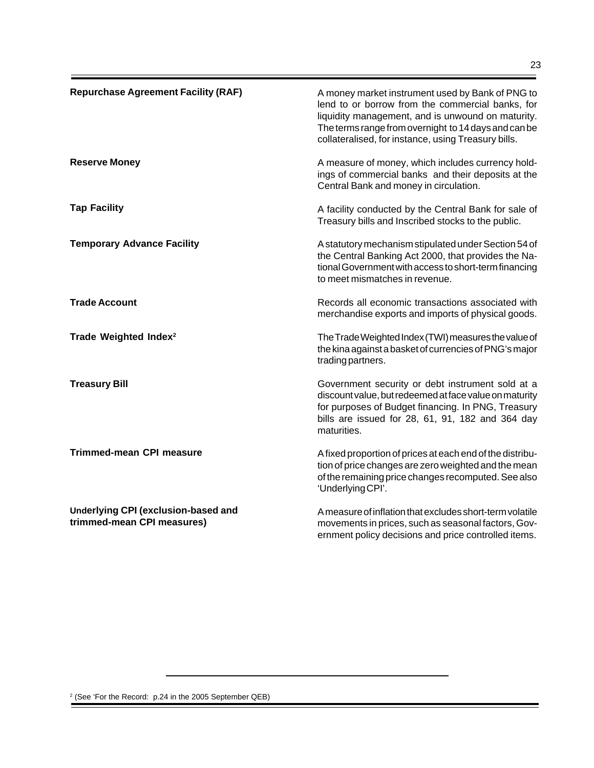**Repurchase Agreement Facility (RAF)**
A money market instrument used by Bank of PNG to lend to or borrow from the commercial banks, for liquidity management, and is unwound on maturity. The terms range from overnight to 14 days and can be collateralised, for instance, using Treasury bills.

**Reserve Money**
A measure of money, which includes currency holdings of commercial banks and their deposits at the Central Bank and money in circulation.

**Tap Facility**
A facility conducted by the Central Bank for sale of Treasury bills and Inscribed stocks to the public.

**Temporary Advance Facility**
A statutory mechanism stipulated under Section 54 of the Central Banking Act 2000, that provides the National Government with access to short-term financing to meet mismatches in revenue.

**Trade Account**
Records all economic transactions associated with merchandise exports and imports of physical goods.

**Trade Weighted Index**[2]
The Trade Weighted Index (TWI) measures the value of the kina against a basket of currencies of PNG's major trading partners.

**Treasury Bill**
Government security or debt instrument sold at a discount value, but redeemed at face value on maturity for purposes of Budget financing. In PNG, Treasury bills are issued for 28, 61, 91, 182 and 364 day maturities.

**Trimmed-mean CPI measure**
A fixed proportion of prices at each end of the distribution of price changes are zero weighted and the mean of the remaining price changes recomputed. See also 'Underlying CPI'.

**Underlying CPI (exclusion-based and trimmed-mean CPI measures)**
A measure of inflation that excludes short-term volatile movements in prices, such as seasonal factors, Government policy decisions and price controlled items.

---

[2] (See 'For the Record: p.24 in the 2005 September QEB)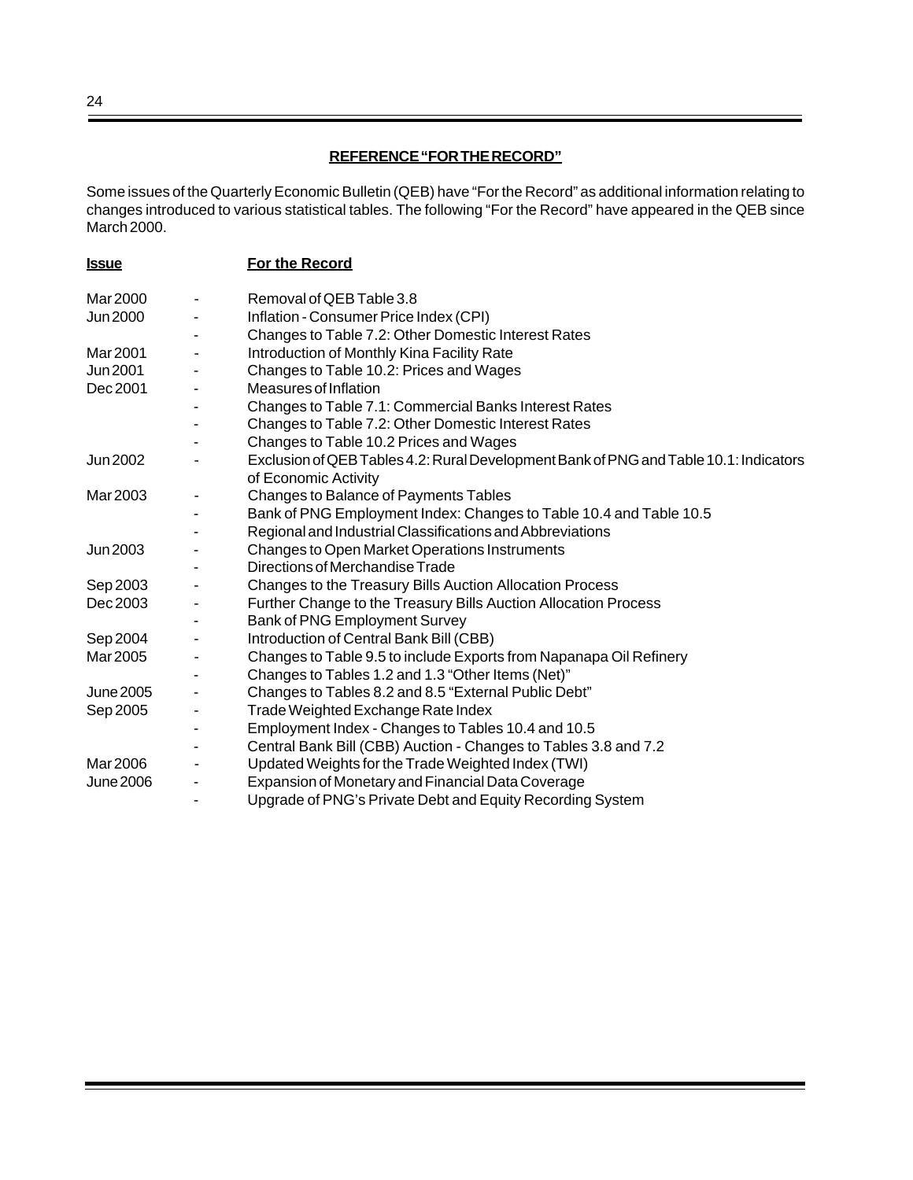## REFERENCE "FOR THE RECORD"

Some issues of the Quarterly Economic Bulletin (QEB) have "For the Record" as additional information relating to changes introduced to various statistical tables. The following "For the Record" have appeared in the QEB since March 2000.

| Issue | | For the Record |
|---|---|---|
| Mar 2000 | - | Removal of QEB Table 3.8 |
| Jun 2000 | - | Inflation - Consumer Price Index (CPI) |
| | - | Changes to Table 7.2: Other Domestic Interest Rates |
| Mar 2001 | - | Introduction of Monthly Kina Facility Rate |
| Jun 2001 | - | Changes to Table 10.2: Prices and Wages |
| Dec 2001 | - | Measures of Inflation |
| | - | Changes to Table 7.1: Commercial Banks Interest Rates |
| | - | Changes to Table 7.2: Other Domestic Interest Rates |
| | - | Changes to Table 10.2 Prices and Wages |
| Jun 2002 | - | Exclusion of QEB Tables 4.2: Rural Development Bank of PNG and Table 10.1: Indicators of Economic Activity |
| Mar 2003 | - | Changes to Balance of Payments Tables |
| | - | Bank of PNG Employment Index: Changes to Table 10.4 and Table 10.5 |
| | - | Regional and Industrial Classifications and Abbreviations |
| Jun 2003 | - | Changes to Open Market Operations Instruments |
| | - | Directions of Merchandise Trade |
| Sep 2003 | - | Changes to the Treasury Bills Auction Allocation Process |
| Dec 2003 | - | Further Change to the Treasury Bills Auction Allocation Process |
| | - | Bank of PNG Employment Survey |
| Sep 2004 | - | Introduction of Central Bank Bill (CBB) |
| Mar 2005 | - | Changes to Table 9.5 to include Exports from Napanapa Oil Refinery |
| | - | Changes to Tables 1.2 and 1.3 "Other Items (Net)" |
| June 2005 | - | Changes to Tables 8.2 and 8.5 "External Public Debt" |
| Sep 2005 | - | Trade Weighted Exchange Rate Index |
| | - | Employment Index - Changes to Tables 10.4 and 10.5 |
| | - | Central Bank Bill (CBB) Auction - Changes to Tables 3.8 and 7.2 |
| Mar 2006 | - | Updated Weights for the Trade Weighted Index (TWI) |
| June 2006 | - | Expansion of Monetary and Financial Data Coverage |
| | - | Upgrade of PNG's Private Debt and Equity Recording System |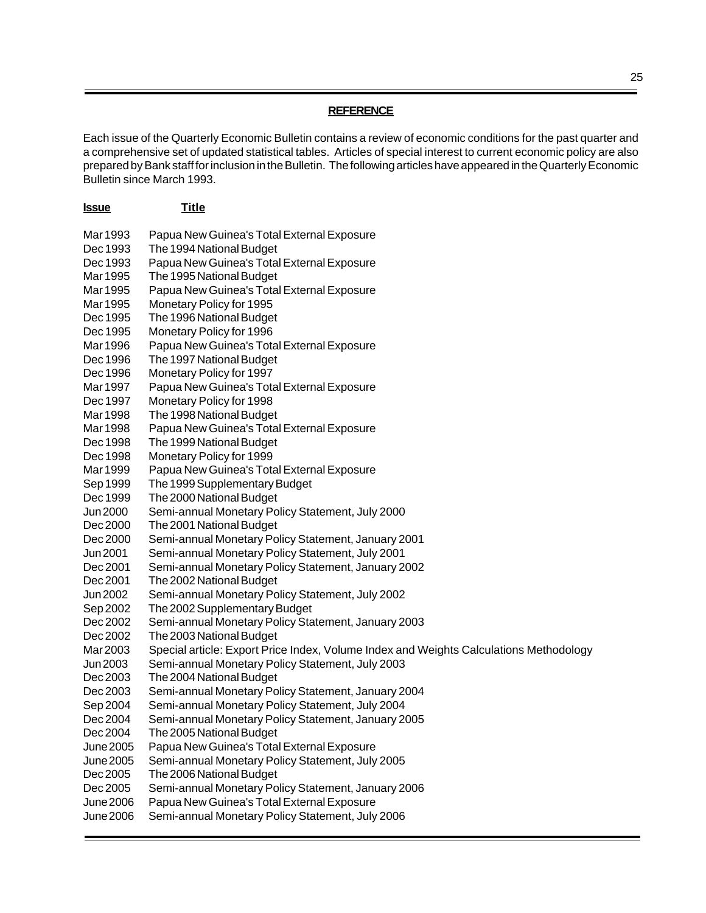## REFERENCE

Each issue of the Quarterly Economic Bulletin contains a review of economic conditions for the past quarter and a comprehensive set of updated statistical tables. Articles of special interest to current economic policy are also prepared by Bank staff for inclusion in the Bulletin. The following articles have appeared in the Quarterly Economic Bulletin since March 1993.

| Issue | Title |
| --- | --- |
| Mar 1993 | Papua New Guinea's Total External Exposure |
| Dec 1993 | The 1994 National Budget |
| Dec 1993 | Papua New Guinea's Total External Exposure |
| Mar 1995 | The 1995 National Budget |
| Mar 1995 | Papua New Guinea's Total External Exposure |
| Mar 1995 | Monetary Policy for 1995 |
| Dec 1995 | The 1996 National Budget |
| Dec 1995 | Monetary Policy for 1996 |
| Mar 1996 | Papua New Guinea's Total External Exposure |
| Dec 1996 | The 1997 National Budget |
| Dec 1996 | Monetary Policy for 1997 |
| Mar 1997 | Papua New Guinea's Total External Exposure |
| Dec 1997 | Monetary Policy for 1998 |
| Mar 1998 | The 1998 National Budget |
| Mar 1998 | Papua New Guinea's Total External Exposure |
| Dec 1998 | The 1999 National Budget |
| Dec 1998 | Monetary Policy for 1999 |
| Mar 1999 | Papua New Guinea's Total External Exposure |
| Sep 1999 | The 1999 Supplementary Budget |
| Dec 1999 | The 2000 National Budget |
| Jun 2000 | Semi-annual Monetary Policy Statement, July 2000 |
| Dec 2000 | The 2001 National Budget |
| Dec 2000 | Semi-annual Monetary Policy Statement, January 2001 |
| Jun 2001 | Semi-annual Monetary Policy Statement, July 2001 |
| Dec 2001 | Semi-annual Monetary Policy Statement, January 2002 |
| Dec 2001 | The 2002 National Budget |
| Jun 2002 | Semi-annual Monetary Policy Statement, July 2002 |
| Sep 2002 | The 2002 Supplementary Budget |
| Dec 2002 | Semi-annual Monetary Policy Statement, January 2003 |
| Dec 2002 | The 2003 National Budget |
| Mar 2003 | Special article: Export Price Index, Volume Index and Weights Calculations Methodology |
| Jun 2003 | Semi-annual Monetary Policy Statement, July 2003 |
| Dec 2003 | The 2004 National Budget |
| Dec 2003 | Semi-annual Monetary Policy Statement, January 2004 |
| Sep 2004 | Semi-annual Monetary Policy Statement, July 2004 |
| Dec 2004 | Semi-annual Monetary Policy Statement, January 2005 |
| Dec 2004 | The 2005 National Budget |
| June 2005 | Papua New Guinea's Total External Exposure |
| June 2005 | Semi-annual Monetary Policy Statement, July 2005 |
| Dec 2005 | The 2006 National Budget |
| Dec 2005 | Semi-annual Monetary Policy Statement, January 2006 |
| June 2006 | Papua New Guinea's Total External Exposure |
| June 2006 | Semi-annual Monetary Policy Statement, July 2006 |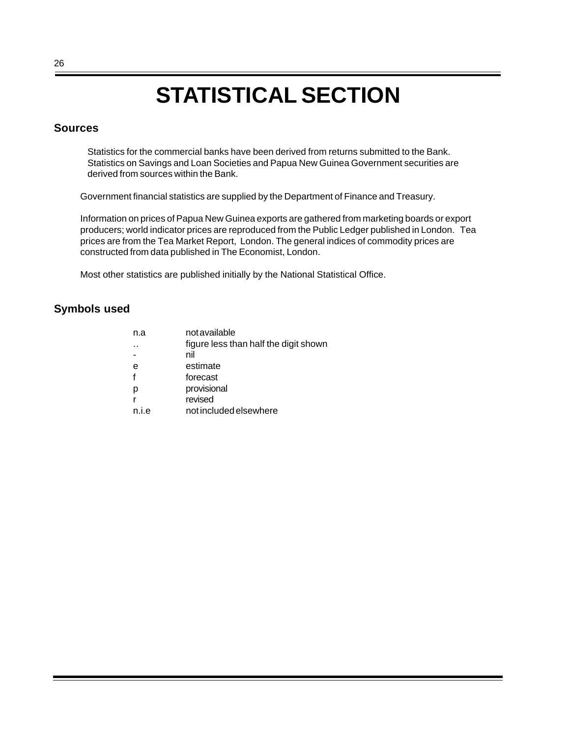# STATISTICAL SECTION

## Sources

Statistics for the commercial banks have been derived from returns submitted to the Bank. Statistics on Savings and Loan Societies and Papua New Guinea Government securities are derived from sources within the Bank.

Government financial statistics are supplied by the Department of Finance and Treasury.

Information on prices of Papua New Guinea exports are gathered from marketing boards or export producers; world indicator prices are reproduced from the Public Ledger published in London. Tea prices are from the Tea Market Report, London. The general indices of commodity prices are constructed from data published in The Economist, London.

Most other statistics are published initially by the National Statistical Office.

## Symbols used

| | |
|---|---|
| n.a | not available |
| .. | figure less than half the digit shown |
| - | nil |
| e | estimate |
| f | forecast |
| p | provisional |
| r | revised |
| n.i.e | not included elsewhere |